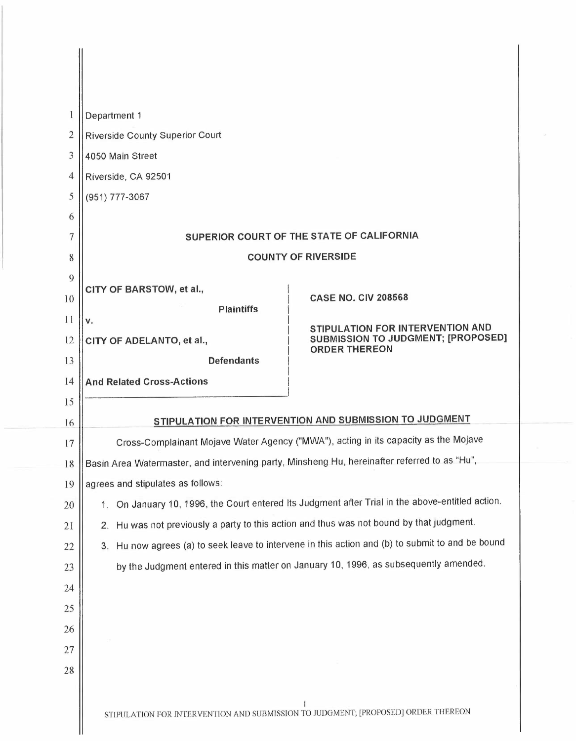Department 1
Riverside County Superior Court
4050 Main Street
Riverside, CA 92501
(951) 777-3067

**SUPERIOR COURT OF THE STATE OF CALIFORNIA**

**COUNTY OF RIVERSIDE**

| | |
|---|---|
| **CITY OF BARSTOW, et al.,** <br> **Plaintiffs** <br> v. <br> **CITY OF ADELANTO, et al.,** <br> **Defendants** <br> **And Related Cross-Actions** | **CASE NO. CIV 208568** <br><br> **STIPULATION FOR INTERVENTION AND SUBMISSION TO JUDGMENT; [PROPOSED] ORDER THEREON** |

## STIPULATION FOR INTERVENTION AND SUBMISSION TO JUDGMENT

Cross-Complainant Mojave Water Agency ("MWA"), acting in its capacity as the Mojave Basin Area Watermaster, and intervening party, Minsheng Hu, hereinafter referred to as "Hu", agrees and stipulates as follows:

1. On January 10, 1996, the Court entered Its Judgment after Trial in the above-entitled action.
2. Hu was not previously a party to this action and thus was not bound by that judgment.
3. Hu now agrees (a) to seek leave to intervene in this action and (b) to submit to and be bound by the Judgment entered in this matter on January 10, 1996, as subsequently amended.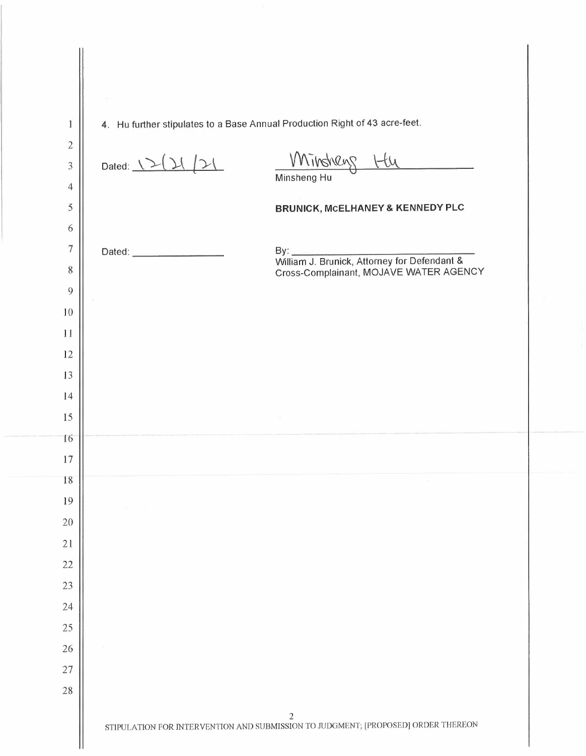4. Hu further stipulates to a Base Annual Production Right of 43 acre-feet.

Dated: 12/21/21

Minsheng Hu
Minsheng Hu

**BRUNICK, McELHANEY & KENNEDY PLC**

Dated: ________________

By: ________________________________
William J. Brunick, Attorney for Defendant & Cross-Complainant, MOJAVE WATER AGENCY

STIPULATION FOR INTERVENTION AND SUBMISSION TO JUDGMENT; [PROPOSED] ORDER THEREON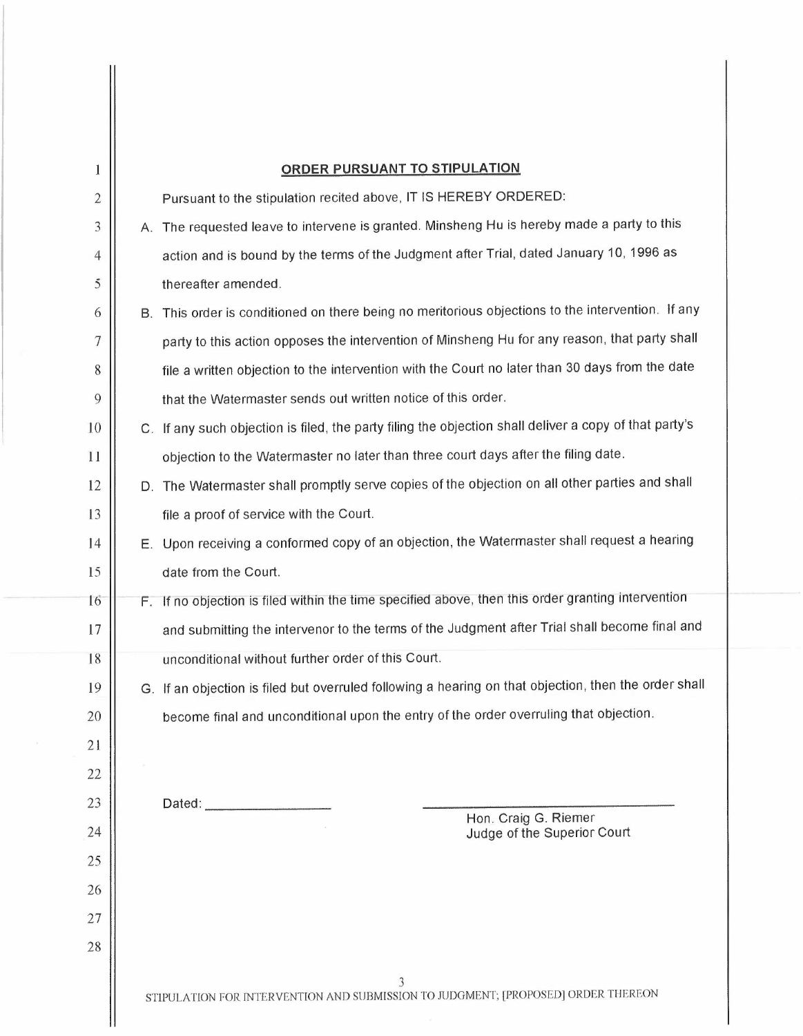## ORDER PURSUANT TO STIPULATION

Pursuant to the stipulation recited above, IT IS HEREBY ORDERED:

A. The requested leave to intervene is granted. Minsheng Hu is hereby made a party to this action and is bound by the terms of the Judgment after Trial, dated January 10, 1996 as thereafter amended.

B. This order is conditioned on there being no meritorious objections to the intervention. If any party to this action opposes the intervention of Minsheng Hu for any reason, that party shall file a written objection to the intervention with the Court no later than 30 days from the date that the Watermaster sends out written notice of this order.

C. If any such objection is filed, the party filing the objection shall deliver a copy of that party's objection to the Watermaster no later than three court days after the filing date.

D. The Watermaster shall promptly serve copies of the objection on all other parties and shall file a proof of service with the Court.

E. Upon receiving a conformed copy of an objection, the Watermaster shall request a hearing date from the Court.

F. If no objection is filed within the time specified above, then this order granting intervention and submitting the intervenor to the terms of the Judgment after Trial shall become final and unconditional without further order of this Court.

G. If an objection is filed but overruled following a hearing on that objection, then the order shall become final and unconditional upon the entry of the order overruling that objection.

Dated: ______________

______________________________
Hon. Craig G. Riemer
Judge of the Superior Court

STIPULATION FOR INTERVENTION AND SUBMISSION TO JUDGMENT; [PROPOSED] ORDER THEREON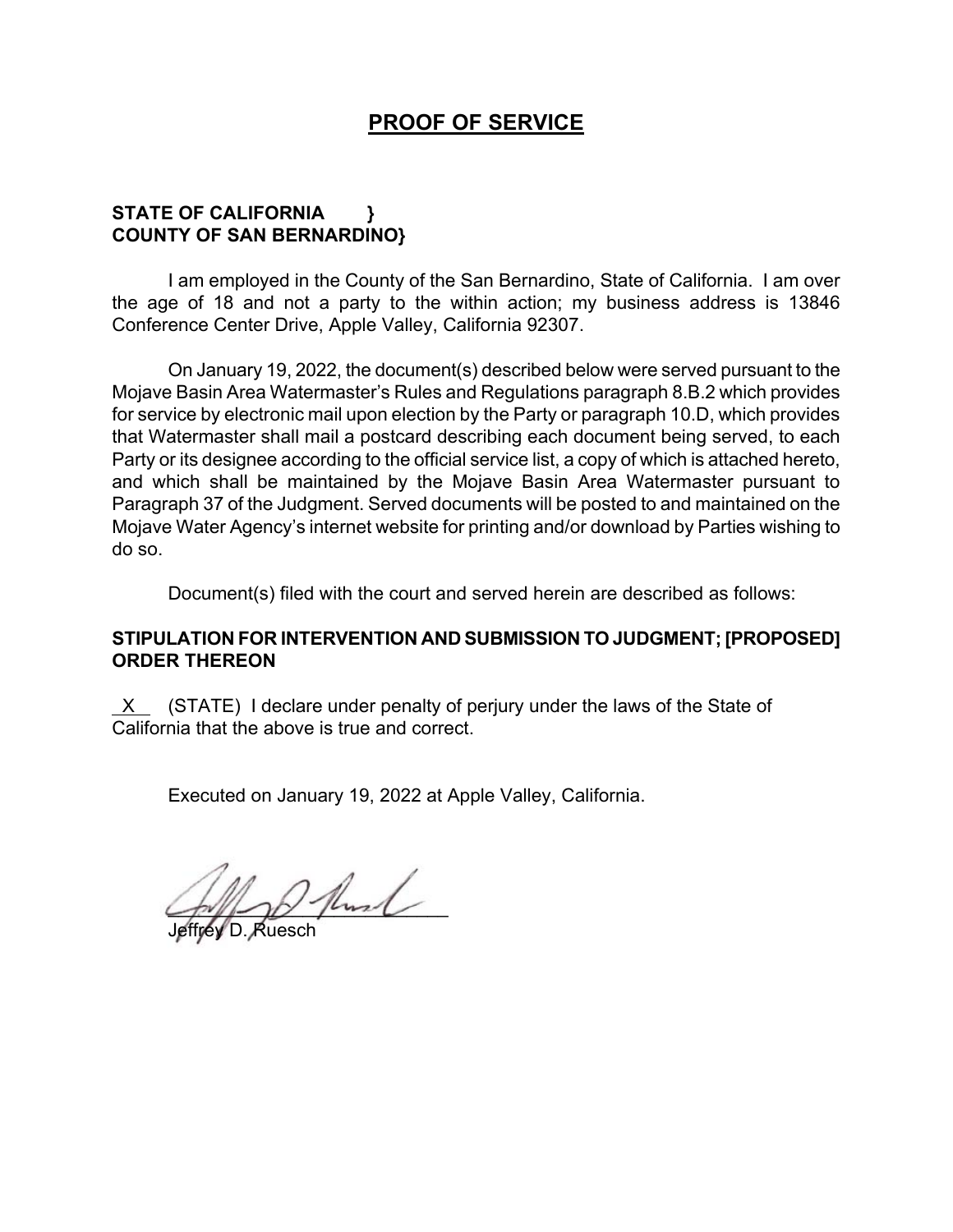# PROOF OF SERVICE

**STATE OF CALIFORNIA }**
**COUNTY OF SAN BERNARDINO}**

I am employed in the County of the San Bernardino, State of California. I am over the age of 18 and not a party to the within action; my business address is 13846 Conference Center Drive, Apple Valley, California 92307.

On January 19, 2022, the document(s) described below were served pursuant to the Mojave Basin Area Watermaster's Rules and Regulations paragraph 8.B.2 which provides for service by electronic mail upon election by the Party or paragraph 10.D, which provides that Watermaster shall mail a postcard describing each document being served, to each Party or its designee according to the official service list, a copy of which is attached hereto, and which shall be maintained by the Mojave Basin Area Watermaster pursuant to Paragraph 37 of the Judgment. Served documents will be posted to and maintained on the Mojave Water Agency's internet website for printing and/or download by Parties wishing to do so.

Document(s) filed with the court and served herein are described as follows:

**STIPULATION FOR INTERVENTION AND SUBMISSION TO JUDGMENT; [PROPOSED] ORDER THEREON**

_X_ (STATE) I declare under penalty of perjury under the laws of the State of California that the above is true and correct.

Executed on January 19, 2022 at Apple Valley, California.

Jeffrey D. Ruesch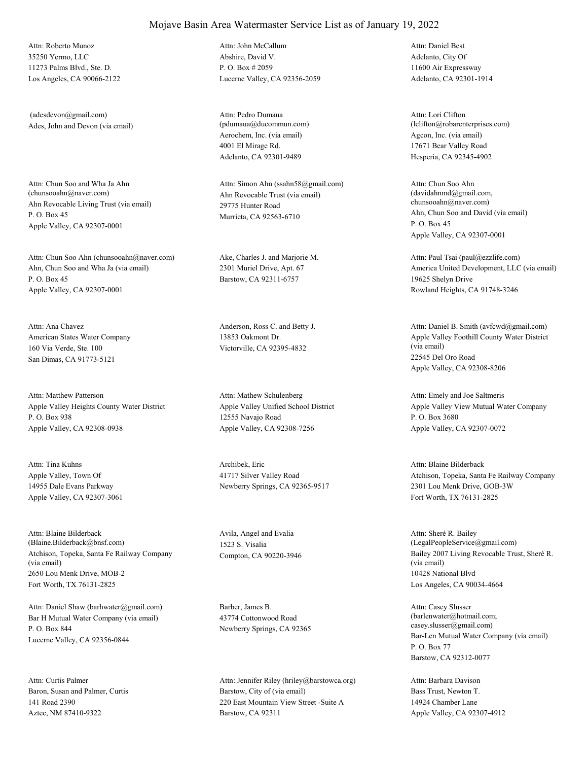# Mojave Basin Area Watermaster Service List as of January 19, 2022

Attn: Roberto Munoz
35250 Yermo, LLC
11273 Palms Blvd., Ste. D.
Los Angeles, CA 90066-2122

Attn: John McCallum
Abshire, David V.
P. O. Box # 2059
Lucerne Valley, CA 92356-2059

Attn: Daniel Best
Adelanto, City Of
11600 Air Expressway
Adelanto, CA 92301-1914

(adesdevon@gmail.com)
Ades, John and Devon (via email)

Attn: Pedro Dumaua
(pdumaua@ducommun.com)
Aerochem, Inc. (via email)
4001 El Mirage Rd.
Adelanto, CA 92301-9489

Attn: Lori Clifton
(lclifton@robarenterprises.com)
Agcon, Inc. (via email)
17671 Bear Valley Road
Hesperia, CA 92345-4902

Attn: Chun Soo and Wha Ja Ahn
(chunsooahn@naver.com)
Ahn Revocable Living Trust (via email)
P. O. Box 45
Apple Valley, CA 92307-0001

Attn: Simon Ahn (ssahn58@gmail.com)
Ahn Revocable Trust (via email)
29775 Hunter Road
Murrieta, CA 92563-6710

Attn: Chun Soo Ahn
(davidahnmd@gmail.com,
chunsooahn@naver.com)
Ahn, Chun Soo and David (via email)
P. O. Box 45
Apple Valley, CA 92307-0001

Attn: Chun Soo Ahn (chunsooahn@naver.com)
Ahn, Chun Soo and Wha Ja (via email)
P. O. Box 45
Apple Valley, CA 92307-0001

Ake, Charles J. and Marjorie M.
2301 Muriel Drive, Apt. 67
Barstow, CA 92311-6757

Attn: Paul Tsai (paul@ezzlife.com)
America United Development, LLC (via email)
19625 Shelyn Drive
Rowland Heights, CA 91748-3246

Attn: Ana Chavez
American States Water Company
160 Via Verde, Ste. 100
San Dimas, CA 91773-5121

Anderson, Ross C. and Betty J.
13853 Oakmont Dr.
Victorville, CA 92395-4832

Attn: Daniel B. Smith (avfcwd@gmail.com)
Apple Valley Foothill County Water District
(via email)
22545 Del Oro Road
Apple Valley, CA 92308-8206

Attn: Matthew Patterson
Apple Valley Heights County Water District
P. O. Box 938
Apple Valley, CA 92308-0938

Attn: Mathew Schulenberg
Apple Valley Unified School District
12555 Navajo Road
Apple Valley, CA 92308-7256

Attn: Emely and Joe Saltmeris
Apple Valley View Mutual Water Company
P. O. Box 3680
Apple Valley, CA 92307-0072

Attn: Tina Kuhns
Apple Valley, Town Of
14955 Dale Evans Parkway
Apple Valley, CA 92307-3061

Archibek, Eric
41717 Silver Valley Road
Newberry Springs, CA 92365-9517

Attn: Blaine Bilderback
Atchison, Topeka, Santa Fe Railway Company
2301 Lou Menk Drive, GOB-3W
Fort Worth, TX 76131-2825

Attn: Blaine Bilderback
(Blaine.Bilderback@bnsf.com)
Atchison, Topeka, Santa Fe Railway Company
(via email)
2650 Lou Menk Drive, MOB-2
Fort Worth, TX 76131-2825

Avila, Angel and Evalia
1523 S. Visalia
Compton, CA 90220-3946

Attn: Sheré R. Bailey
(LegalPeopleService@gmail.com)
Bailey 2007 Living Revocable Trust, Sheré R.
(via email)
10428 National Blvd
Los Angeles, CA 90034-4664

Attn: Daniel Shaw (barhwater@gmail.com)
Bar H Mutual Water Company (via email)
P. O. Box 844
Lucerne Valley, CA 92356-0844

Barber, James B.
43774 Cottonwood Road
Newberry Springs, CA 92365

Attn: Casey Slusser
(barlenwater@hotmail.com;
casey.slusser@gmail.com)
Bar-Len Mutual Water Company (via email)
P. O. Box 77
Barstow, CA 92312-0077

Attn: Curtis Palmer
Baron, Susan and Palmer, Curtis
141 Road 2390
Aztec, NM 87410-9322

Attn: Jennifer Riley (hriley@barstowca.org)
Barstow, City of (via email)
220 East Mountain View Street -Suite A
Barstow, CA 92311

Attn: Barbara Davison
Bass Trust, Newton T.
14924 Chamber Lane
Apple Valley, CA 92307-4912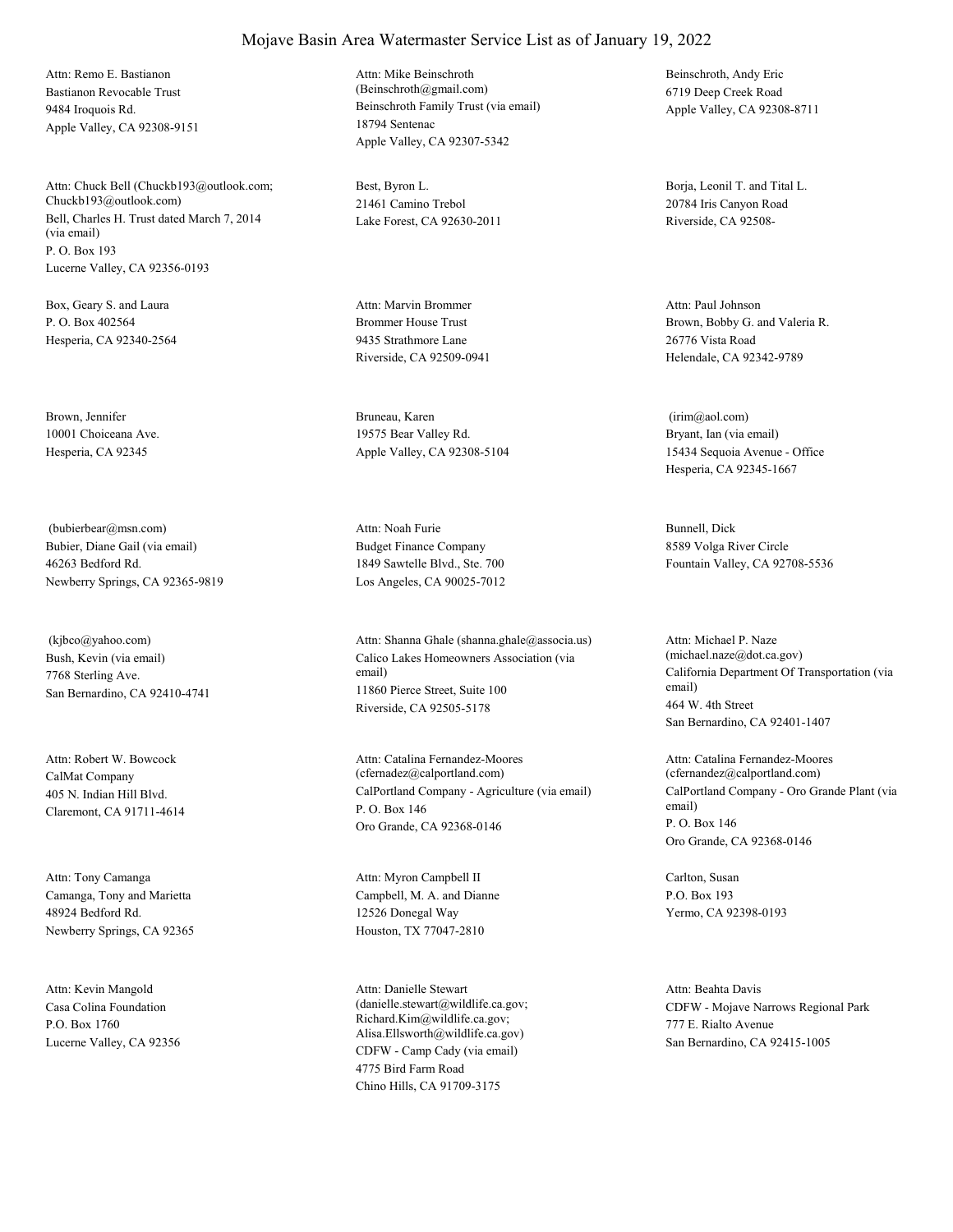# Mojave Basin Area Watermaster Service List as of January 19, 2022

Attn: Remo E. Bastianon
Bastianon Revocable Trust
9484 Iroquois Rd.
Apple Valley, CA 92308-9151

Attn: Mike Beinschroth
(Beinschroth@gmail.com)
Beinschroth Family Trust (via email)
18794 Sentenac
Apple Valley, CA 92307-5342

Beinschroth, Andy Eric
6719 Deep Creek Road
Apple Valley, CA 92308-8711

Attn: Chuck Bell (Chuckb193@outlook.com; Chuckb193@outlook.com)
Bell, Charles H. Trust dated March 7, 2014 (via email)
P. O. Box 193
Lucerne Valley, CA 92356-0193

Best, Byron L.
21461 Camino Trebol
Lake Forest, CA 92630-2011

Borja, Leonil T. and Tital L.
20784 Iris Canyon Road
Riverside, CA 92508-

Box, Geary S. and Laura
P. O. Box 402564
Hesperia, CA 92340-2564

Attn: Marvin Brommer
Brommer House Trust
9435 Strathmore Lane
Riverside, CA 92509-0941

Attn: Paul Johnson
Brown, Bobby G. and Valeria R.
26776 Vista Road
Helendale, CA 92342-9789

Brown, Jennifer
10001 Choiceana Ave.
Hesperia, CA 92345

Bruneau, Karen
19575 Bear Valley Rd.
Apple Valley, CA 92308-5104

(irim@aol.com)
Bryant, Ian (via email)
15434 Sequoia Avenue - Office
Hesperia, CA 92345-1667

(bubierbear@msn.com)
Bubier, Diane Gail (via email)
46263 Bedford Rd.
Newberry Springs, CA 92365-9819

Attn: Noah Furie
Budget Finance Company
1849 Sawtelle Blvd., Ste. 700
Los Angeles, CA 90025-7012

Bunnell, Dick
8589 Volga River Circle
Fountain Valley, CA 92708-5536

(kjbco@yahoo.com)
Bush, Kevin (via email)
7768 Sterling Ave.
San Bernardino, CA 92410-4741

Attn: Shanna Ghale (shanna.ghale@associa.us)
Calico Lakes Homeowners Association (via email)
11860 Pierce Street, Suite 100
Riverside, CA 92505-5178

Attn: Michael P. Naze
(michael.naze@dot.ca.gov)
California Department Of Transportation (via email)
464 W. 4th Street
San Bernardino, CA 92401-1407

Attn: Robert W. Bowcock
CalMat Company
405 N. Indian Hill Blvd.
Claremont, CA 91711-4614

Attn: Catalina Fernandez-Moores
(cfernadez@calportland.com)
CalPortland Company - Agriculture (via email)
P. O. Box 146
Oro Grande, CA 92368-0146

Attn: Catalina Fernandez-Moores
(cfernandez@calportland.com)
CalPortland Company - Oro Grande Plant (via email)
P. O. Box 146
Oro Grande, CA 92368-0146

Attn: Tony Camanga
Camanga, Tony and Marietta
48924 Bedford Rd.
Newberry Springs, CA 92365

Attn: Myron Campbell II
Campbell, M. A. and Dianne
12526 Donegal Way
Houston, TX 77047-2810

Carlton, Susan
P.O. Box 193
Yermo, CA 92398-0193

Attn: Kevin Mangold
Casa Colina Foundation
P.O. Box 1760
Lucerne Valley, CA 92356

Attn: Danielle Stewart
(danielle.stewart@wildlife.ca.gov; Richard.Kim@wildlife.ca.gov; Alisa.Ellsworth@wildlife.ca.gov)
CDFW - Camp Cady (via email)
4775 Bird Farm Road
Chino Hills, CA 91709-3175

Attn: Beahta Davis
CDFW - Mojave Narrows Regional Park
777 E. Rialto Avenue
San Bernardino, CA 92415-1005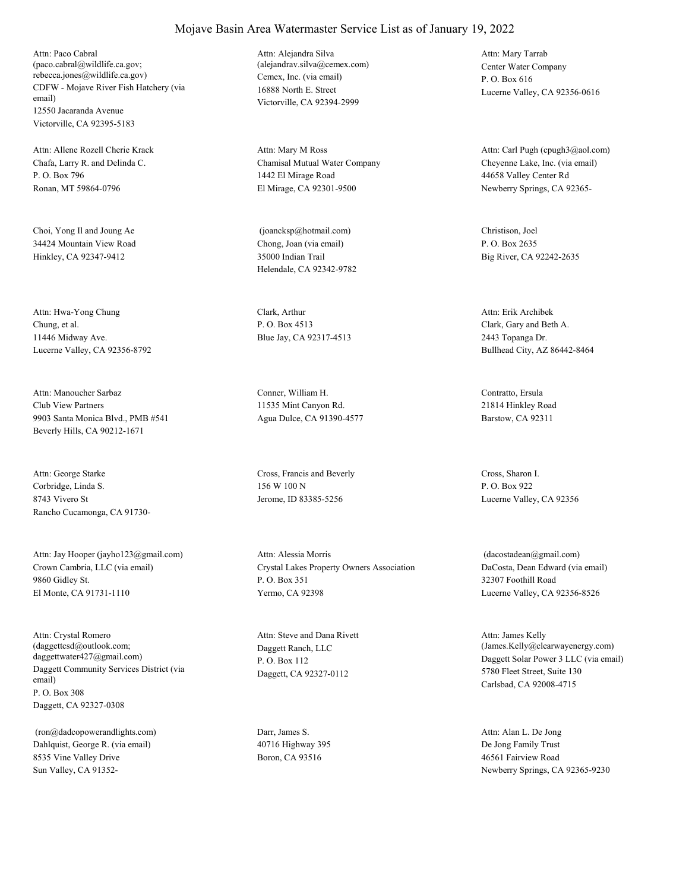# Mojave Basin Area Watermaster Service List as of January 19, 2022

Attn: Paco Cabral
(paco.cabral@wildlife.ca.gov; rebecca.jones@wildlife.ca.gov)
CDFW - Mojave River Fish Hatchery (via email)
12550 Jacaranda Avenue
Victorville, CA 92395-5183

Attn: Alejandra Silva
(alejandrav.silva@cemex.com)
Cemex, Inc. (via email)
16888 North E. Street
Victorville, CA 92394-2999

Attn: Mary Tarrab
Center Water Company
P. O. Box 616
Lucerne Valley, CA 92356-0616

Attn: Allene Rozell Cherie Krack
Chafa, Larry R. and Delinda C.
P. O. Box 796
Ronan, MT 59864-0796

Attn: Mary M Ross
Chamisal Mutual Water Company
1442 El Mirage Road
El Mirage, CA 92301-9500

Attn: Carl Pugh (cpugh3@aol.com)
Cheyenne Lake, Inc. (via email)
44658 Valley Center Rd
Newberry Springs, CA 92365-

Choi, Yong Il and Joung Ae
34424 Mountain View Road
Hinkley, CA 92347-9412

(joancksp@hotmail.com)
Chong, Joan (via email)
35000 Indian Trail
Helendale, CA 92342-9782

Christison, Joel
P. O. Box 2635
Big River, CA 92242-2635

Attn: Hwa-Yong Chung
Chung, et al.
11446 Midway Ave.
Lucerne Valley, CA 92356-8792

Clark, Arthur
P. O. Box 4513
Blue Jay, CA 92317-4513

Attn: Erik Archibek
Clark, Gary and Beth A.
2443 Topanga Dr.
Bullhead City, AZ 86442-8464

Attn: Manoucher Sarbaz
Club View Partners
9903 Santa Monica Blvd., PMB #541
Beverly Hills, CA 90212-1671

Conner, William H.
11535 Mint Canyon Rd.
Agua Dulce, CA 91390-4577

Contratto, Ersula
21814 Hinkley Road
Barstow, CA 92311

Attn: George Starke
Corbridge, Linda S.
8743 Vivero St
Rancho Cucamonga, CA 91730-

Cross, Francis and Beverly
156 W 100 N
Jerome, ID 83385-5256

Cross, Sharon I.
P. O. Box 922
Lucerne Valley, CA 92356

Attn: Jay Hooper (jayho123@gmail.com)
Crown Cambria, LLC (via email)
9860 Gidley St.
El Monte, CA 91731-1110

Attn: Alessia Morris
Crystal Lakes Property Owners Association
P. O. Box 351
Yermo, CA 92398

(dacostadean@gmail.com)
DaCosta, Dean Edward (via email)
32307 Foothill Road
Lucerne Valley, CA 92356-8526

Attn: Crystal Romero
(daggettcsd@outlook.com; daggettwater427@gmail.com)
Daggett Community Services District (via email)
P. O. Box 308
Daggett, CA 92327-0308

Attn: Steve and Dana Rivett
Daggett Ranch, LLC
P. O. Box 112
Daggett, CA 92327-0112

Attn: James Kelly
(James.Kelly@clearwayenergy.com)
Daggett Solar Power 3 LLC (via email)
5780 Fleet Street, Suite 130
Carlsbad, CA 92008-4715

(ron@dadcopowerandlights.com)
Dahlquist, George R. (via email)
8535 Vine Valley Drive
Sun Valley, CA 91352-

Darr, James S.
40716 Highway 395
Boron, CA 93516

Attn: Alan L. De Jong
De Jong Family Trust
46561 Fairview Road
Newberry Springs, CA 92365-9230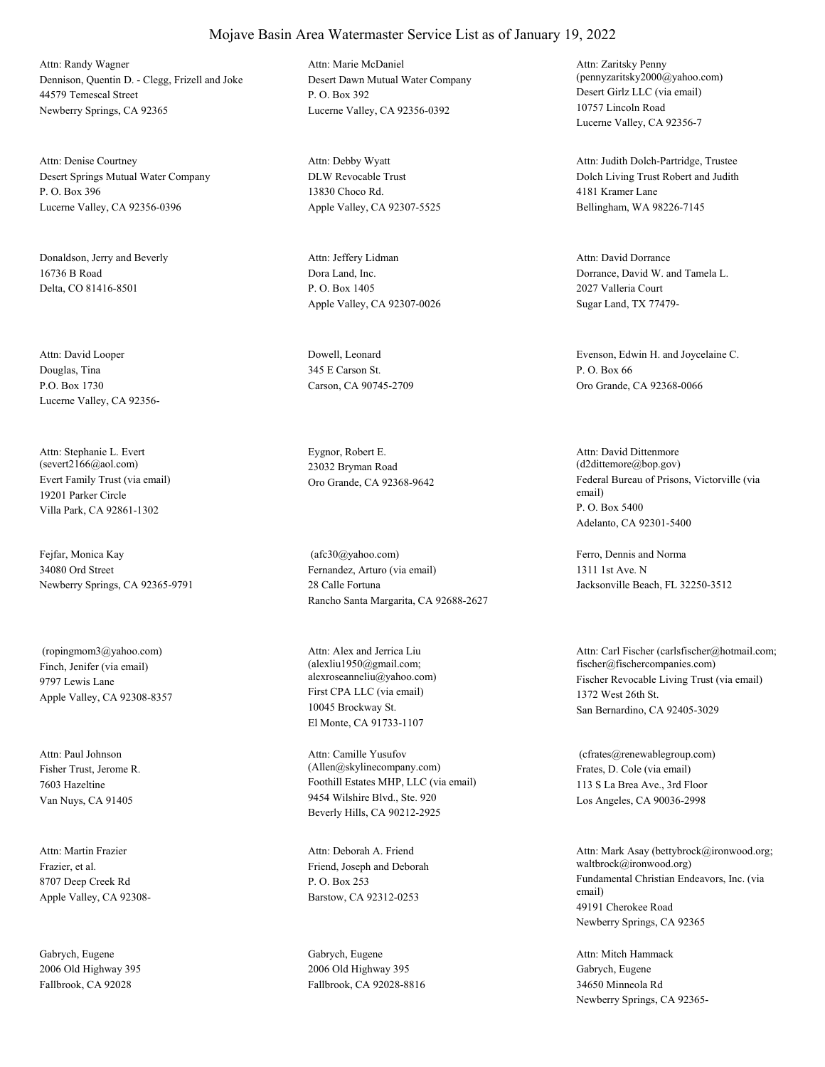# Mojave Basin Area Watermaster Service List as of January 19, 2022

Attn: Randy Wagner
Dennison, Quentin D. - Clegg, Frizell and Joke
44579 Temescal Street
Newberry Springs, CA 92365

Attn: Marie McDaniel
Desert Dawn Mutual Water Company
P. O. Box 392
Lucerne Valley, CA 92356-0392

Attn: Zaritsky Penny
(pennyzaritsky2000@yahoo.com)
Desert Girlz LLC (via email)
10757 Lincoln Road
Lucerne Valley, CA 92356-7

Attn: Denise Courtney
Desert Springs Mutual Water Company
P. O. Box 396
Lucerne Valley, CA 92356-0396

Attn: Debby Wyatt
DLW Revocable Trust
13830 Choco Rd.
Apple Valley, CA 92307-5525

Attn: Judith Dolch-Partridge, Trustee
Dolch Living Trust Robert and Judith
4181 Kramer Lane
Bellingham, WA 98226-7145

Donaldson, Jerry and Beverly
16736 B Road
Delta, CO 81416-8501

Attn: Jeffery Lidman
Dora Land, Inc.
P. O. Box 1405
Apple Valley, CA 92307-0026

Attn: David Dorrance
Dorrance, David W. and Tamela L.
2027 Valleria Court
Sugar Land, TX 77479-

Attn: David Looper
Douglas, Tina
P.O. Box 1730
Lucerne Valley, CA 92356-

Dowell, Leonard
345 E Carson St.
Carson, CA 90745-2709

Evenson, Edwin H. and Joycelaine C.
P. O. Box 66
Oro Grande, CA 92368-0066

Attn: Stephanie L. Evert
(severt2166@aol.com)
Evert Family Trust (via email)
19201 Parker Circle
Villa Park, CA 92861-1302

Eygnor, Robert E.
23032 Bryman Road
Oro Grande, CA 92368-9642

Attn: David Dittenmore
(d2dittemore@bop.gov)
Federal Bureau of Prisons, Victorville (via email)
P. O. Box 5400
Adelanto, CA 92301-5400

Fejfar, Monica Kay
34080 Ord Street
Newberry Springs, CA 92365-9791

(afc30@yahoo.com)
Fernandez, Arturo (via email)
28 Calle Fortuna
Rancho Santa Margarita, CA 92688-2627

Ferro, Dennis and Norma
1311 1st Ave. N
Jacksonville Beach, FL 32250-3512

(ropingmom3@yahoo.com)
Finch, Jenifer (via email)
9797 Lewis Lane
Apple Valley, CA 92308-8357

Attn: Alex and Jerrica Liu
(alexliu1950@gmail.com;
alexroseanneliu@yahoo.com)
First CPA LLC (via email)
10045 Brockway St.
El Monte, CA 91733-1107

Attn: Carl Fischer (carlsfischer@hotmail.com;
fischer@fischercompanies.com)
Fischer Revocable Living Trust (via email)
1372 West 26th St.
San Bernardino, CA 92405-3029

Attn: Paul Johnson
Fisher Trust, Jerome R.
7603 Hazeltine
Van Nuys, CA 91405

Attn: Camille Yusufov
(Allen@skylinecompany.com)
Foothill Estates MHP, LLC (via email)
9454 Wilshire Blvd., Ste. 920
Beverly Hills, CA 90212-2925

(cfrates@renewablegroup.com)
Frates, D. Cole (via email)
113 S La Brea Ave., 3rd Floor
Los Angeles, CA 90036-2998

Attn: Martin Frazier
Frazier, et al.
8707 Deep Creek Rd
Apple Valley, CA 92308-

Attn: Deborah A. Friend
Friend, Joseph and Deborah
P. O. Box 253
Barstow, CA 92312-0253

Attn: Mark Asay (bettybrock@ironwood.org;
waltbrock@ironwood.org)
Fundamental Christian Endeavors, Inc. (via email)
49191 Cherokee Road
Newberry Springs, CA 92365

Gabrych, Eugene
2006 Old Highway 395
Fallbrook, CA 92028

Gabrych, Eugene
2006 Old Highway 395
Fallbrook, CA 92028-8816

Attn: Mitch Hammack
Gabrych, Eugene
34650 Minneola Rd
Newberry Springs, CA 92365-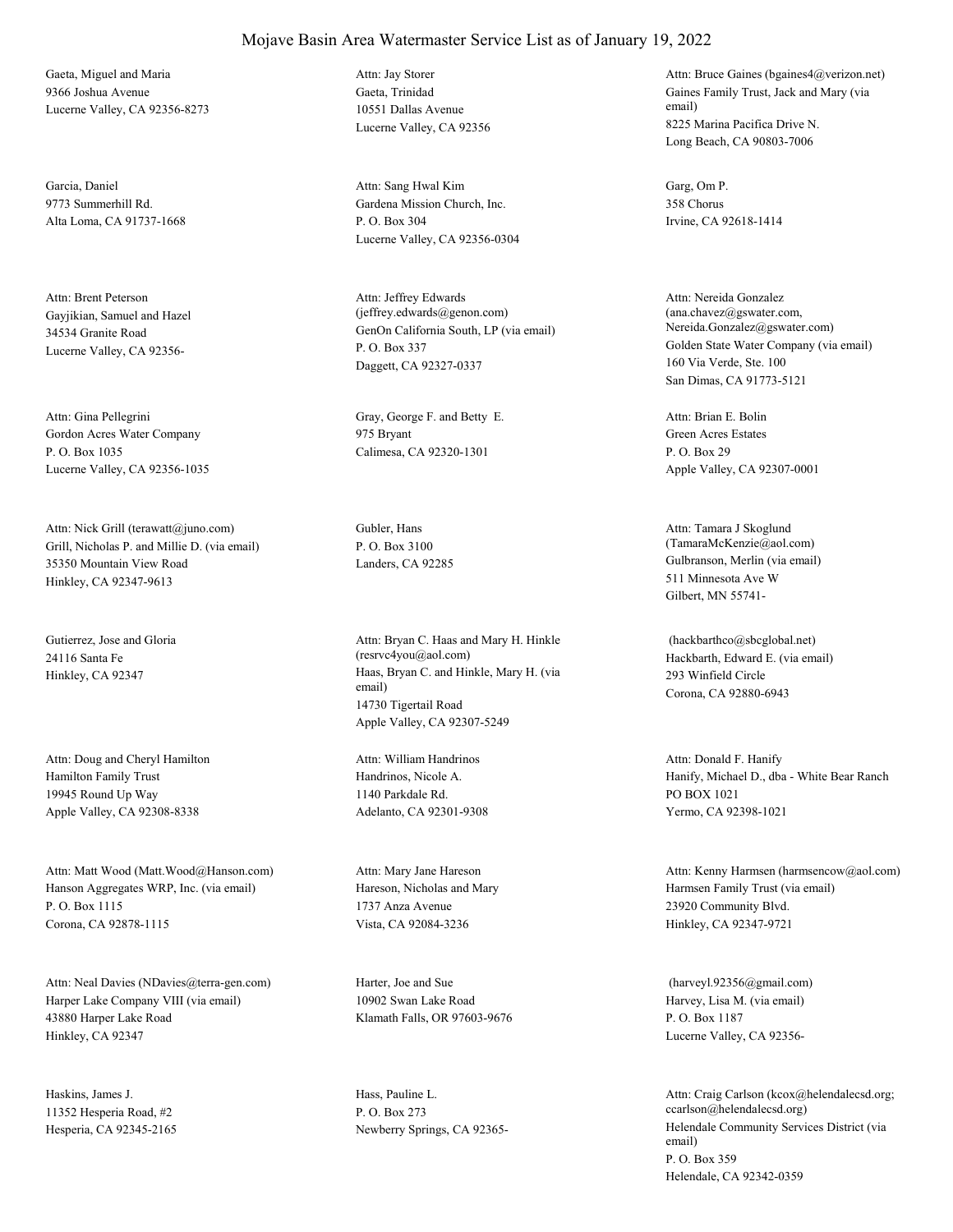# Mojave Basin Area Watermaster Service List as of January 19, 2022

Gaeta, Miguel and Maria
9366 Joshua Avenue
Lucerne Valley, CA 92356-8273

Attn: Jay Storer
Gaeta, Trinidad
10551 Dallas Avenue
Lucerne Valley, CA 92356

Attn: Bruce Gaines (bgaines4@verizon.net)
Gaines Family Trust, Jack and Mary (via email)
8225 Marina Pacifica Drive N.
Long Beach, CA 90803-7006

Garcia, Daniel
9773 Summerhill Rd.
Alta Loma, CA 91737-1668

Attn: Sang Hwal Kim
Gardena Mission Church, Inc.
P. O. Box 304
Lucerne Valley, CA 92356-0304

Garg, Om P.
358 Chorus
Irvine, CA 92618-1414

Attn: Brent Peterson
Gayjikian, Samuel and Hazel
34534 Granite Road
Lucerne Valley, CA 92356-

Attn: Jeffrey Edwards (jeffrey.edwards@genon.com)
GenOn California South, LP (via email)
P. O. Box 337
Daggett, CA 92327-0337

Attn: Nereida Gonzalez (ana.chavez@gswater.com, Nereida.Gonzalez@gswater.com)
Golden State Water Company (via email)
160 Via Verde, Ste. 100
San Dimas, CA 91773-5121

Attn: Gina Pellegrini
Gordon Acres Water Company
P. O. Box 1035
Lucerne Valley, CA 92356-1035

Gray, George F. and Betty E.
975 Bryant
Calimesa, CA 92320-1301

Attn: Brian E. Bolin
Green Acres Estates
P. O. Box 29
Apple Valley, CA 92307-0001

Attn: Nick Grill (terawatt@juno.com)
Grill, Nicholas P. and Millie D. (via email)
35350 Mountain View Road
Hinkley, CA 92347-9613

Gubler, Hans
P. O. Box 3100
Landers, CA 92285

Attn: Tamara J Skoglund (TamaraMcKenzie@aol.com)
Gulbranson, Merlin (via email)
511 Minnesota Ave W
Gilbert, MN 55741-

Gutierrez, Jose and Gloria
24116 Santa Fe
Hinkley, CA 92347

Attn: Bryan C. Haas and Mary H. Hinkle (resrvc4you@aol.com)
Haas, Bryan C. and Hinkle, Mary H. (via email)
14730 Tigertail Road
Apple Valley, CA 92307-5249

(hackbarthco@sbcglobal.net)
Hackbarth, Edward E. (via email)
293 Winfield Circle
Corona, CA 92880-6943

Attn: Doug and Cheryl Hamilton
Hamilton Family Trust
19945 Round Up Way
Apple Valley, CA 92308-8338

Attn: William Handrinos
Handrinos, Nicole A.
1140 Parkdale Rd.
Adelanto, CA 92301-9308

Attn: Donald F. Hanify
Hanify, Michael D., dba - White Bear Ranch
PO BOX 1021
Yermo, CA 92398-1021

Attn: Matt Wood (Matt.Wood@Hanson.com)
Hanson Aggregates WRP, Inc. (via email)
P. O. Box 1115
Corona, CA 92878-1115

Attn: Mary Jane Hareson
Hareson, Nicholas and Mary
1737 Anza Avenue
Vista, CA 92084-3236

Attn: Kenny Harmsen (harmsencow@aol.com)
Harmsen Family Trust (via email)
23920 Community Blvd.
Hinkley, CA 92347-9721

Attn: Neal Davies (NDavies@terra-gen.com)
Harper Lake Company VIII (via email)
43880 Harper Lake Road
Hinkley, CA 92347

Harter, Joe and Sue
10902 Swan Lake Road
Klamath Falls, OR 97603-9676

(harveyl.92356@gmail.com)
Harvey, Lisa M. (via email)
P. O. Box 1187
Lucerne Valley, CA 92356-

Haskins, James J.
11352 Hesperia Road, #2
Hesperia, CA 92345-2165

Hass, Pauline L.
P. O. Box 273
Newberry Springs, CA 92365-

Attn: Craig Carlson (kcox@helendalecsd.org; ccarlson@helendalecsd.org)
Helendale Community Services District (via email)
P. O. Box 359
Helendale, CA 92342-0359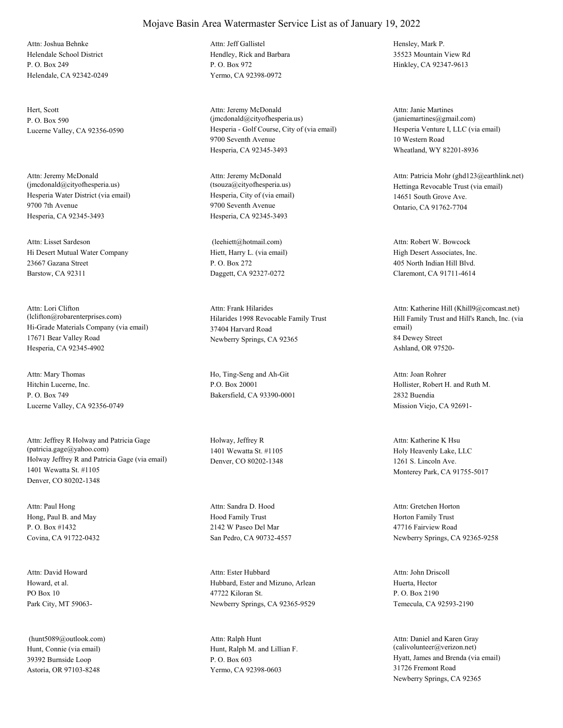# Mojave Basin Area Watermaster Service List as of January 19, 2022

Attn: Joshua Behnke
Helendale School District
P. O. Box 249
Helendale, CA 92342-0249

Attn: Jeff Gallistel
Hendley, Rick and Barbara
P. O. Box 972
Yermo, CA 92398-0972

Hensley, Mark P.
35523 Mountain View Rd
Hinkley, CA 92347-9613

Hert, Scott
P. O. Box 590
Lucerne Valley, CA 92356-0590

Attn: Jeremy McDonald
(jmcdonald@cityofhesperia.us)
Hesperia - Golf Course, City of (via email)
9700 Seventh Avenue
Hesperia, CA 92345-3493

Attn: Janie Martines
(janiemartines@gmail.com)
Hesperia Venture I, LLC (via email)
10 Western Road
Wheatland, WY 82201-8936

Attn: Jeremy McDonald
(jmcdonald@cityofhesperia.us)
Hesperia Water District (via email)
9700 7th Avenue
Hesperia, CA 92345-3493

Attn: Jeremy McDonald
(tsouza@cityofhesperia.us)
Hesperia, City of (via email)
9700 Seventh Avenue
Hesperia, CA 92345-3493

Attn: Patricia Mohr (ghd123@earthlink.net)
Hettinga Revocable Trust (via email)
14651 South Grove Ave.
Ontario, CA 91762-7704

Attn: Lisset Sardeson
Hi Desert Mutual Water Company
23667 Gazana Street
Barstow, CA 92311

(leehiett@hotmail.com)
Hiett, Harry L. (via email)
P. O. Box 272
Daggett, CA 92327-0272

Attn: Robert W. Bowcock
High Desert Associates, Inc.
405 North Indian Hill Blvd.
Claremont, CA 91711-4614

Attn: Lori Clifton
(lclifton@robarenterprises.com)
Hi-Grade Materials Company (via email)
17671 Bear Valley Road
Hesperia, CA 92345-4902

Attn: Frank Hilarides
Hilarides 1998 Revocable Family Trust
37404 Harvard Road
Newberry Springs, CA 92365

Attn: Katherine Hill (Khill9@comcast.net)
Hill Family Trust and Hill's Ranch, Inc. (via email)
84 Dewey Street
Ashland, OR 97520-

Attn: Mary Thomas
Hitchin Lucerne, Inc.
P. O. Box 749
Lucerne Valley, CA 92356-0749

Ho, Ting-Seng and Ah-Git
P.O. Box 20001
Bakersfield, CA 93390-0001

Attn: Joan Rohrer
Hollister, Robert H. and Ruth M.
2832 Buendia
Mission Viejo, CA 92691-

Attn: Jeffrey R Holway and Patricia Gage
(patricia.gage@yahoo.com)
Holway Jeffrey R and Patricia Gage (via email)
1401 Wewatta St. #1105
Denver, CO 80202-1348

Holway, Jeffrey R
1401 Wewatta St. #1105
Denver, CO 80202-1348

Attn: Katherine K Hsu
Holy Heavenly Lake, LLC
1261 S. Lincoln Ave.
Monterey Park, CA 91755-5017

Attn: Paul Hong
Hong, Paul B. and May
P. O. Box #1432
Covina, CA 91722-0432

Attn: Sandra D. Hood
Hood Family Trust
2142 W Paseo Del Mar
San Pedro, CA 90732-4557

Attn: Gretchen Horton
Horton Family Trust
47716 Fairview Road
Newberry Springs, CA 92365-9258

Attn: David Howard
Howard, et al.
PO Box 10
Park City, MT 59063-

Attn: Ester Hubbard
Hubbard, Ester and Mizuno, Arlean
47722 Kiloran St.
Newberry Springs, CA 92365-9529

Attn: John Driscoll
Huerta, Hector
P. O. Box 2190
Temecula, CA 92593-2190

(hunt5089@outlook.com)
Hunt, Connie (via email)
39392 Burnside Loop
Astoria, OR 97103-8248

Attn: Ralph Hunt
Hunt, Ralph M. and Lillian F.
P. O. Box 603
Yermo, CA 92398-0603

Attn: Daniel and Karen Gray
(calivolunteer@verizon.net)
Hyatt, James and Brenda (via email)
31726 Fremont Road
Newberry Springs, CA 92365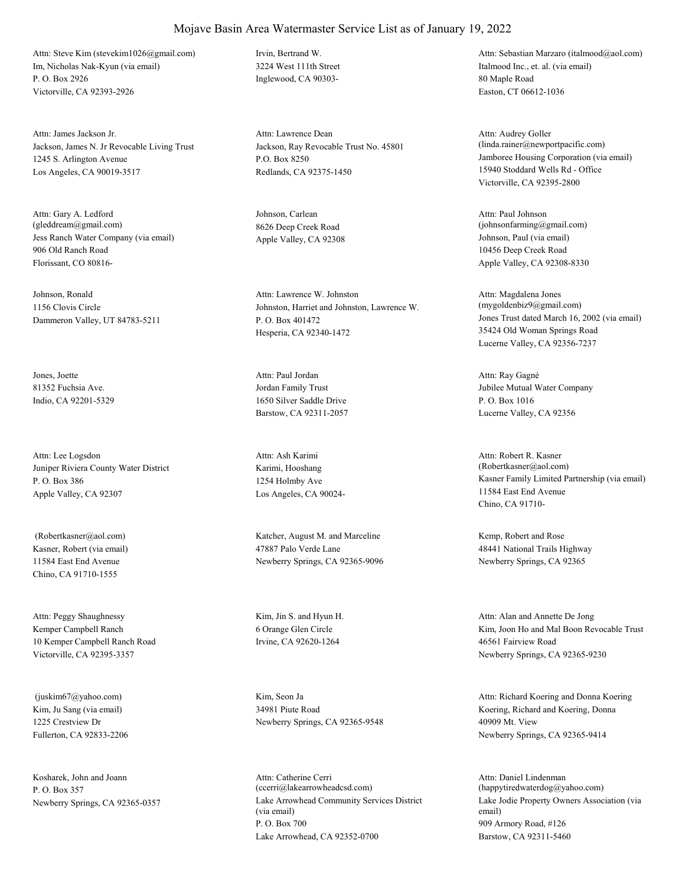# Mojave Basin Area Watermaster Service List as of January 19, 2022

Attn: Steve Kim (stevekim1026@gmail.com)
Im, Nicholas Nak-Kyun (via email)
P. O. Box 2926
Victorville, CA 92393-2926

Irvin, Bertrand W.
3224 West 111th Street
Inglewood, CA 90303-

Attn: Sebastian Marzaro (italmood@aol.com)
Italmood Inc., et. al. (via email)
80 Maple Road
Easton, CT 06612-1036

Attn: James Jackson Jr.
Jackson, James N. Jr Revocable Living Trust
1245 S. Arlington Avenue
Los Angeles, CA 90019-3517

Attn: Lawrence Dean
Jackson, Ray Revocable Trust No. 45801
P.O. Box 8250
Redlands, CA 92375-1450

Attn: Audrey Goller
(linda.rainer@newportpacific.com)
Jamboree Housing Corporation (via email)
15940 Stoddard Wells Rd - Office
Victorville, CA 92395-2800

Attn: Gary A. Ledford
(gleddream@gmail.com)
Jess Ranch Water Company (via email)
906 Old Ranch Road
Florissant, CO 80816-

Johnson, Carlean
8626 Deep Creek Road
Apple Valley, CA 92308

Attn: Paul Johnson
(johnsonfarming@gmail.com)
Johnson, Paul (via email)
10456 Deep Creek Road
Apple Valley, CA 92308-8330

Johnson, Ronald
1156 Clovis Circle
Dammeron Valley, UT 84783-5211

Attn: Lawrence W. Johnston
Johnston, Harriet and Johnston, Lawrence W.
P. O. Box 401472
Hesperia, CA 92340-1472

Attn: Magdalena Jones
(mygoldenbiz9@gmail.com)
Jones Trust dated March 16, 2002 (via email)
35424 Old Woman Springs Road
Lucerne Valley, CA 92356-7237

Jones, Joette
81352 Fuchsia Ave.
Indio, CA 92201-5329

Attn: Paul Jordan
Jordan Family Trust
1650 Silver Saddle Drive
Barstow, CA 92311-2057

Attn: Ray Gagné
Jubilee Mutual Water Company
P. O. Box 1016
Lucerne Valley, CA 92356

Attn: Lee Logsdon
Juniper Riviera County Water District
P. O. Box 386
Apple Valley, CA 92307

Attn: Ash Karimi
Karimi, Hooshang
1254 Holmby Ave
Los Angeles, CA 90024-

Attn: Robert R. Kasner
(Robertkasner@aol.com)
Kasner Family Limited Partnership (via email)
11584 East End Avenue
Chino, CA 91710-

(Robertkasner@aol.com)
Kasner, Robert (via email)
11584 East End Avenue
Chino, CA 91710-1555

Katcher, August M. and Marceline
47887 Palo Verde Lane
Newberry Springs, CA 92365-9096

Kemp, Robert and Rose
48441 National Trails Highway
Newberry Springs, CA 92365

Attn: Peggy Shaughnessy
Kemper Campbell Ranch
10 Kemper Campbell Ranch Road
Victorville, CA 92395-3357

Kim, Jin S. and Hyun H.
6 Orange Glen Circle
Irvine, CA 92620-1264

Attn: Alan and Annette De Jong
Kim, Joon Ho and Mal Boon Revocable Trust
46561 Fairview Road
Newberry Springs, CA 92365-9230

(juskim67@yahoo.com)
Kim, Ju Sang (via email)
1225 Crestview Dr
Fullerton, CA 92833-2206

Kim, Seon Ja
34981 Piute Road
Newberry Springs, CA 92365-9548

Attn: Richard Koering and Donna Koering
Koering, Richard and Koering, Donna
40909 Mt. View
Newberry Springs, CA 92365-9414

Kosharek, John and Joann
P. O. Box 357
Newberry Springs, CA 92365-0357

Attn: Catherine Cerri
(ccerri@lakearrowheadcsd.com)
Lake Arrowhead Community Services District (via email)
P. O. Box 700
Lake Arrowhead, CA 92352-0700

Attn: Daniel Lindenman
(happytiredwaterdog@yahoo.com)
Lake Jodie Property Owners Association (via email)
909 Armory Road, #126
Barstow, CA 92311-5460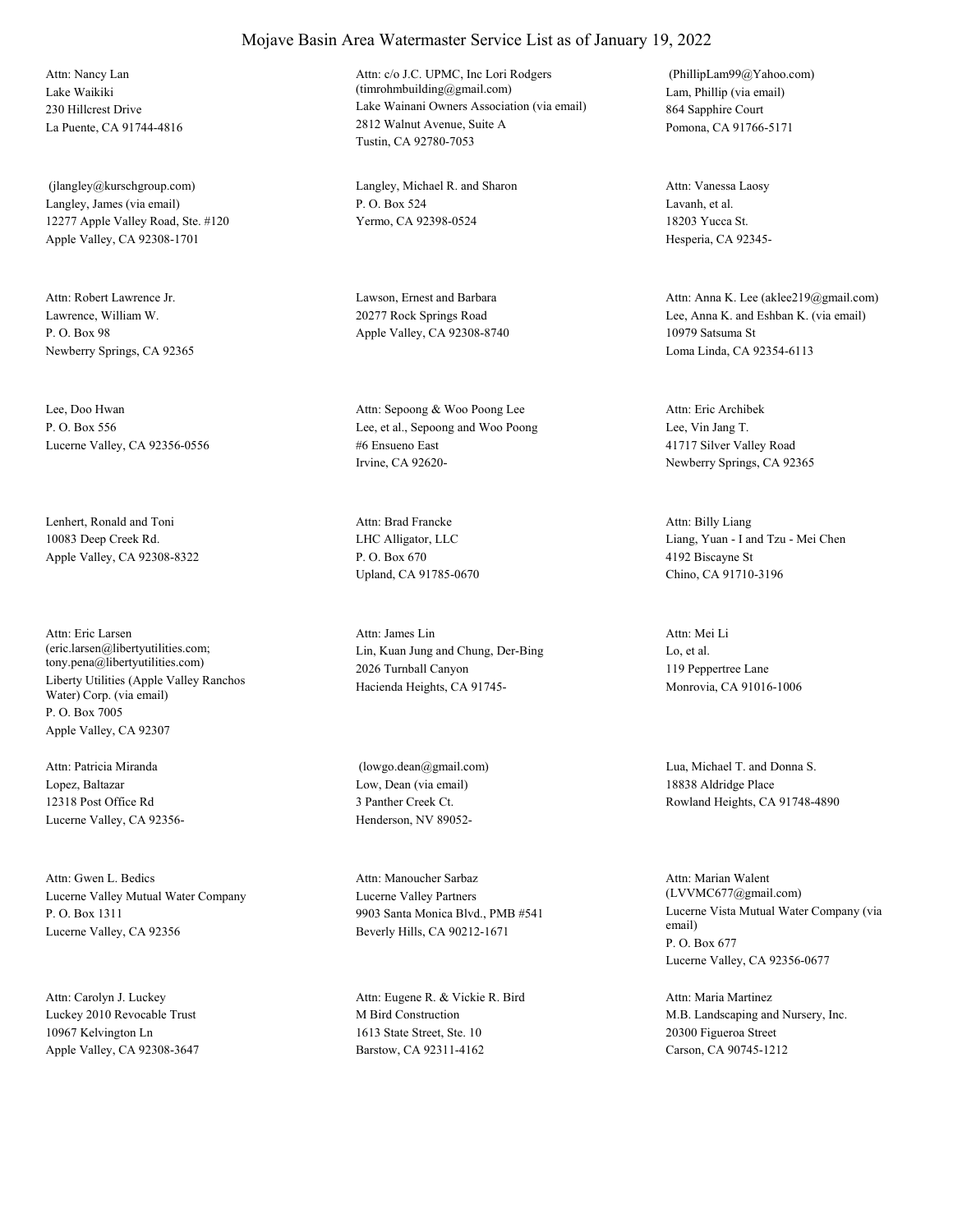# Mojave Basin Area Watermaster Service List as of January 19, 2022

Attn: Nancy Lan
Lake Waikiki
230 Hillcrest Drive
La Puente, CA 91744-4816

Attn: c/o J.C. UPMC, Inc Lori Rodgers
(timrohmbuilding@gmail.com)
Lake Wainani Owners Association (via email)
2812 Walnut Avenue, Suite A
Tustin, CA 92780-7053

(PhillipLam99@Yahoo.com)
Lam, Phillip (via email)
864 Sapphire Court
Pomona, CA 91766-5171

(jlangley@kurschgroup.com)
Langley, James (via email)
12277 Apple Valley Road, Ste. #120
Apple Valley, CA 92308-1701

Langley, Michael R. and Sharon
P. O. Box 524
Yermo, CA 92398-0524

Attn: Vanessa Laosy
Lavanh, et al.
18203 Yucca St.
Hesperia, CA 92345-

Attn: Robert Lawrence Jr.
Lawrence, William W.
P. O. Box 98
Newberry Springs, CA 92365

Lawson, Ernest and Barbara
20277 Rock Springs Road
Apple Valley, CA 92308-8740

Attn: Anna K. Lee (aklee219@gmail.com)
Lee, Anna K. and Eshban K. (via email)
10979 Satsuma St
Loma Linda, CA 92354-6113

Lee, Doo Hwan
P. O. Box 556
Lucerne Valley, CA 92356-0556

Attn: Sepoong & Woo Poong Lee
Lee, et al., Sepoong and Woo Poong
#6 Ensueno East
Irvine, CA 92620-

Attn: Eric Archibek
Lee, Vin Jang T.
41717 Silver Valley Road
Newberry Springs, CA 92365

Lenhert, Ronald and Toni
10083 Deep Creek Rd.
Apple Valley, CA 92308-8322

Attn: Brad Francke
LHC Alligator, LLC
P. O. Box 670
Upland, CA 91785-0670

Attn: Billy Liang
Liang, Yuan - I and Tzu - Mei Chen
4192 Biscayne St
Chino, CA 91710-3196

Attn: Eric Larsen
(eric.larsen@libertyutilities.com;
tony.pena@libertyutilities.com)
Liberty Utilities (Apple Valley Ranchos Water) Corp. (via email)
P. O. Box 7005
Apple Valley, CA 92307

Attn: James Lin
Lin, Kuan Jung and Chung, Der-Bing
2026 Turnball Canyon
Hacienda Heights, CA 91745-

Attn: Mei Li
Lo, et al.
119 Peppertree Lane
Monrovia, CA 91016-1006

Attn: Patricia Miranda
Lopez, Baltazar
12318 Post Office Rd
Lucerne Valley, CA 92356-

(lowgo.dean@gmail.com)
Low, Dean (via email)
3 Panther Creek Ct.
Henderson, NV 89052-

Lua, Michael T. and Donna S.
18838 Aldridge Place
Rowland Heights, CA 91748-4890

Attn: Gwen L. Bedics
Lucerne Valley Mutual Water Company
P. O. Box 1311
Lucerne Valley, CA 92356

Attn: Manoucher Sarbaz
Lucerne Valley Partners
9903 Santa Monica Blvd., PMB #541
Beverly Hills, CA 90212-1671

Attn: Marian Walent
(LVVMC677@gmail.com)
Lucerne Vista Mutual Water Company (via email)
P. O. Box 677
Lucerne Valley, CA 92356-0677

Attn: Carolyn J. Luckey
Luckey 2010 Revocable Trust
10967 Kelvington Ln
Apple Valley, CA 92308-3647

Attn: Eugene R. & Vickie R. Bird
M Bird Construction
1613 State Street, Ste. 10
Barstow, CA 92311-4162

Attn: Maria Martinez
M.B. Landscaping and Nursery, Inc.
20300 Figueroa Street
Carson, CA 90745-1212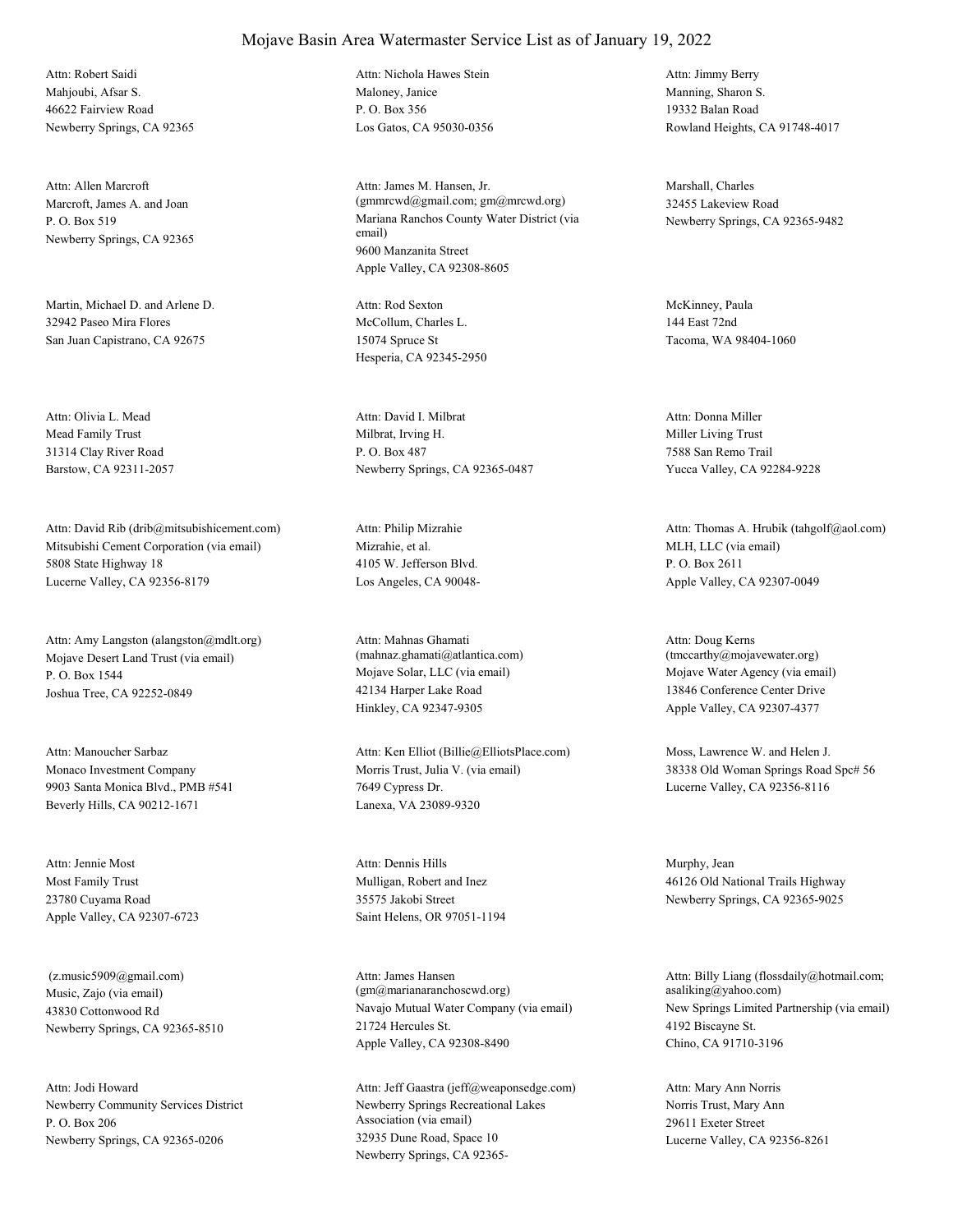# Mojave Basin Area Watermaster Service List as of January 19, 2022

Attn: Robert Saidi
Mahjoubi, Afsar S.
46622 Fairview Road
Newberry Springs, CA 92365

Attn: Nichola Hawes Stein
Maloney, Janice
P. O. Box 356
Los Gatos, CA 95030-0356

Attn: Jimmy Berry
Manning, Sharon S.
19332 Balan Road
Rowland Heights, CA 91748-4017

Attn: Allen Marcroft
Marcroft, James A. and Joan
P. O. Box 519
Newberry Springs, CA 92365

Attn: James M. Hansen, Jr.
(gmmrcwd@gmail.com; gm@mrcwd.org)
Mariana Ranchos County Water District (via email)
9600 Manzanita Street
Apple Valley, CA 92308-8605

Marshall, Charles
32455 Lakeview Road
Newberry Springs, CA 92365-9482

Martin, Michael D. and Arlene D.
32942 Paseo Mira Flores
San Juan Capistrano, CA 92675

Attn: Rod Sexton
McCollum, Charles L.
15074 Spruce St
Hesperia, CA 92345-2950

McKinney, Paula
144 East 72nd
Tacoma, WA 98404-1060

Attn: Olivia L. Mead
Mead Family Trust
31314 Clay River Road
Barstow, CA 92311-2057

Attn: David I. Milbrat
Milbrat, Irving H.
P. O. Box 487
Newberry Springs, CA 92365-0487

Attn: Donna Miller
Miller Living Trust
7588 San Remo Trail
Yucca Valley, CA 92284-9228

Attn: David Rib (drib@mitsubishicement.com)
Mitsubishi Cement Corporation (via email)
5808 State Highway 18
Lucerne Valley, CA 92356-8179

Attn: Philip Mizrahie
Mizrahie, et al.
4105 W. Jefferson Blvd.
Los Angeles, CA 90048-

Attn: Thomas A. Hrubik (tahgolf@aol.com)
MLH, LLC (via email)
P. O. Box 2611
Apple Valley, CA 92307-0049

Attn: Amy Langston (alangston@mdlt.org)
Mojave Desert Land Trust (via email)
P. O. Box 1544
Joshua Tree, CA 92252-0849

Attn: Mahnas Ghamati
(mahnaz.ghamati@atlantica.com)
Mojave Solar, LLC (via email)
42134 Harper Lake Road
Hinkley, CA 92347-9305

Attn: Doug Kerns
(tmccarthy@mojavewater.org)
Mojave Water Agency (via email)
13846 Conference Center Drive
Apple Valley, CA 92307-4377

Attn: Manoucher Sarbaz
Monaco Investment Company
9903 Santa Monica Blvd., PMB #541
Beverly Hills, CA 90212-1671

Attn: Ken Elliot (Billie@ElliotsPlace.com)
Morris Trust, Julia V. (via email)
7649 Cypress Dr.
Lanexa, VA 23089-9320

Moss, Lawrence W. and Helen J.
38338 Old Woman Springs Road Spc# 56
Lucerne Valley, CA 92356-8116

Attn: Jennie Most
Most Family Trust
23780 Cuyama Road
Apple Valley, CA 92307-6723

Attn: Dennis Hills
Mulligan, Robert and Inez
35575 Jakobi Street
Saint Helens, OR 97051-1194

Murphy, Jean
46126 Old National Trails Highway
Newberry Springs, CA 92365-9025

(z.music5909@gmail.com)
Music, Zajo (via email)
43830 Cottonwood Rd
Newberry Springs, CA 92365-8510

Attn: James Hansen
(gm@marianaranchoscwd.org)
Navajo Mutual Water Company (via email)
21724 Hercules St.
Apple Valley, CA 92308-8490

Attn: Billy Liang (flossdaily@hotmail.com; asaliking@yahoo.com)
New Springs Limited Partnership (via email)
4192 Biscayne St.
Chino, CA 91710-3196

Attn: Jodi Howard
Newberry Community Services District
P. O. Box 206
Newberry Springs, CA 92365-0206

Attn: Jeff Gaastra (jeff@weaponsedge.com)
Newberry Springs Recreational Lakes Association (via email)
32935 Dune Road, Space 10
Newberry Springs, CA 92365-

Attn: Mary Ann Norris
Norris Trust, Mary Ann
29611 Exeter Street
Lucerne Valley, CA 92356-8261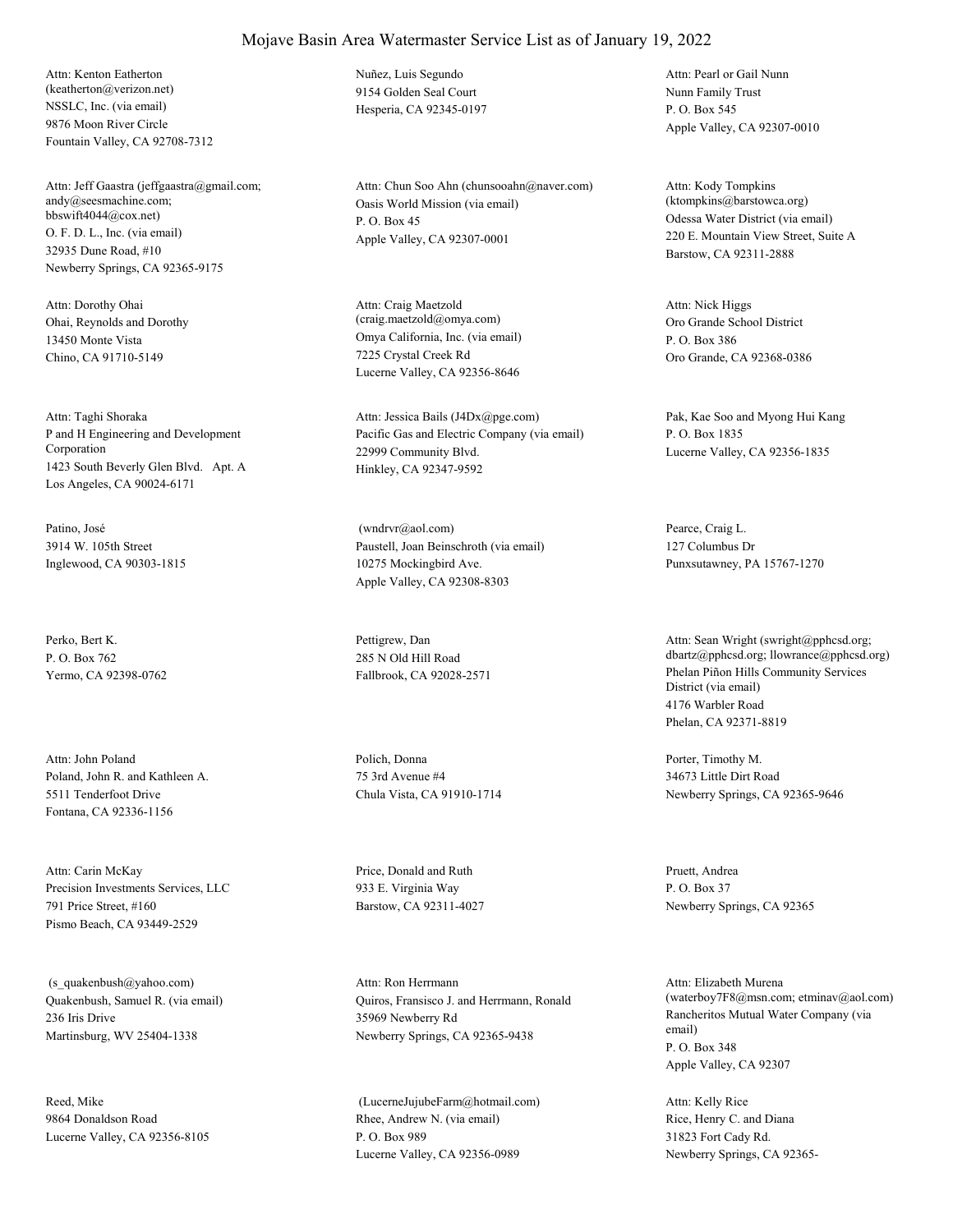# Mojave Basin Area Watermaster Service List as of January 19, 2022

Attn: Kenton Eatherton
(keatherton@verizon.net)
NSSLC, Inc. (via email)
9876 Moon River Circle
Fountain Valley, CA 92708-7312

Nuñez, Luis Segundo
9154 Golden Seal Court
Hesperia, CA 92345-0197

Attn: Pearl or Gail Nunn
Nunn Family Trust
P. O. Box 545
Apple Valley, CA 92307-0010

Attn: Jeff Gaastra (jeffgaastra@gmail.com;
andy@seesmachine.com;
bbswift4044@cox.net)
O. F. D. L., Inc. (via email)
32935 Dune Road, #10
Newberry Springs, CA 92365-9175

Attn: Chun Soo Ahn (chunsooahn@naver.com)
Oasis World Mission (via email)
P. O. Box 45
Apple Valley, CA 92307-0001

Attn: Kody Tompkins
(ktompkins@barstowca.org)
Odessa Water District (via email)
220 E. Mountain View Street, Suite A
Barstow, CA 92311-2888

Attn: Dorothy Ohai
Ohai, Reynolds and Dorothy
13450 Monte Vista
Chino, CA 91710-5149

Attn: Craig Maetzold
(craig.maetzold@omya.com)
Omya California, Inc. (via email)
7225 Crystal Creek Rd
Lucerne Valley, CA 92356-8646

Attn: Nick Higgs
Oro Grande School District
P. O. Box 386
Oro Grande, CA 92368-0386

Attn: Taghi Shoraka
P and H Engineering and Development Corporation
1423 South Beverly Glen Blvd. Apt. A
Los Angeles, CA 90024-6171

Attn: Jessica Bails (J4Dx@pge.com)
Pacific Gas and Electric Company (via email)
22999 Community Blvd.
Hinkley, CA 92347-9592

Pak, Kae Soo and Myong Hui Kang
P. O. Box 1835
Lucerne Valley, CA 92356-1835

Patino, José
3914 W. 105th Street
Inglewood, CA 90303-1815

(wndrvr@aol.com)
Paustell, Joan Beinschroth (via email)
10275 Mockingbird Ave.
Apple Valley, CA 92308-8303

Pearce, Craig L.
127 Columbus Dr
Punxsutawney, PA 15767-1270

Perko, Bert K.
P. O. Box 762
Yermo, CA 92398-0762

Pettigrew, Dan
285 N Old Hill Road
Fallbrook, CA 92028-2571

Attn: Sean Wright (swright@pphcsd.org;
dbartz@pphcsd.org; llowrance@pphcsd.org)
Phelan Piñon Hills Community Services District (via email)
4176 Warbler Road
Phelan, CA 92371-8819

Attn: John Poland
Poland, John R. and Kathleen A.
5511 Tenderfoot Drive
Fontana, CA 92336-1156

Polich, Donna
75 3rd Avenue #4
Chula Vista, CA 91910-1714

Porter, Timothy M.
34673 Little Dirt Road
Newberry Springs, CA 92365-9646

Attn: Carin McKay
Precision Investments Services, LLC
791 Price Street, #160
Pismo Beach, CA 93449-2529

Price, Donald and Ruth
933 E. Virginia Way
Barstow, CA 92311-4027

Pruett, Andrea
P. O. Box 37
Newberry Springs, CA 92365

(s_quakenbush@yahoo.com)
Quakenbush, Samuel R. (via email)
236 Iris Drive
Martinsburg, WV 25404-1338

Attn: Ron Herrmann
Quiros, Fransisco J. and Herrmann, Ronald
35969 Newberry Rd
Newberry Springs, CA 92365-9438

Attn: Elizabeth Murena
(waterboy7F8@msn.com; etminav@aol.com)
Rancheritos Mutual Water Company (via email)
P. O. Box 348
Apple Valley, CA 92307

Reed, Mike
9864 Donaldson Road
Lucerne Valley, CA 92356-8105

(LucerneJujubeFarm@hotmail.com)
Rhee, Andrew N. (via email)
P. O. Box 989
Lucerne Valley, CA 92356-0989

Attn: Kelly Rice
Rice, Henry C. and Diana
31823 Fort Cady Rd.
Newberry Springs, CA 92365-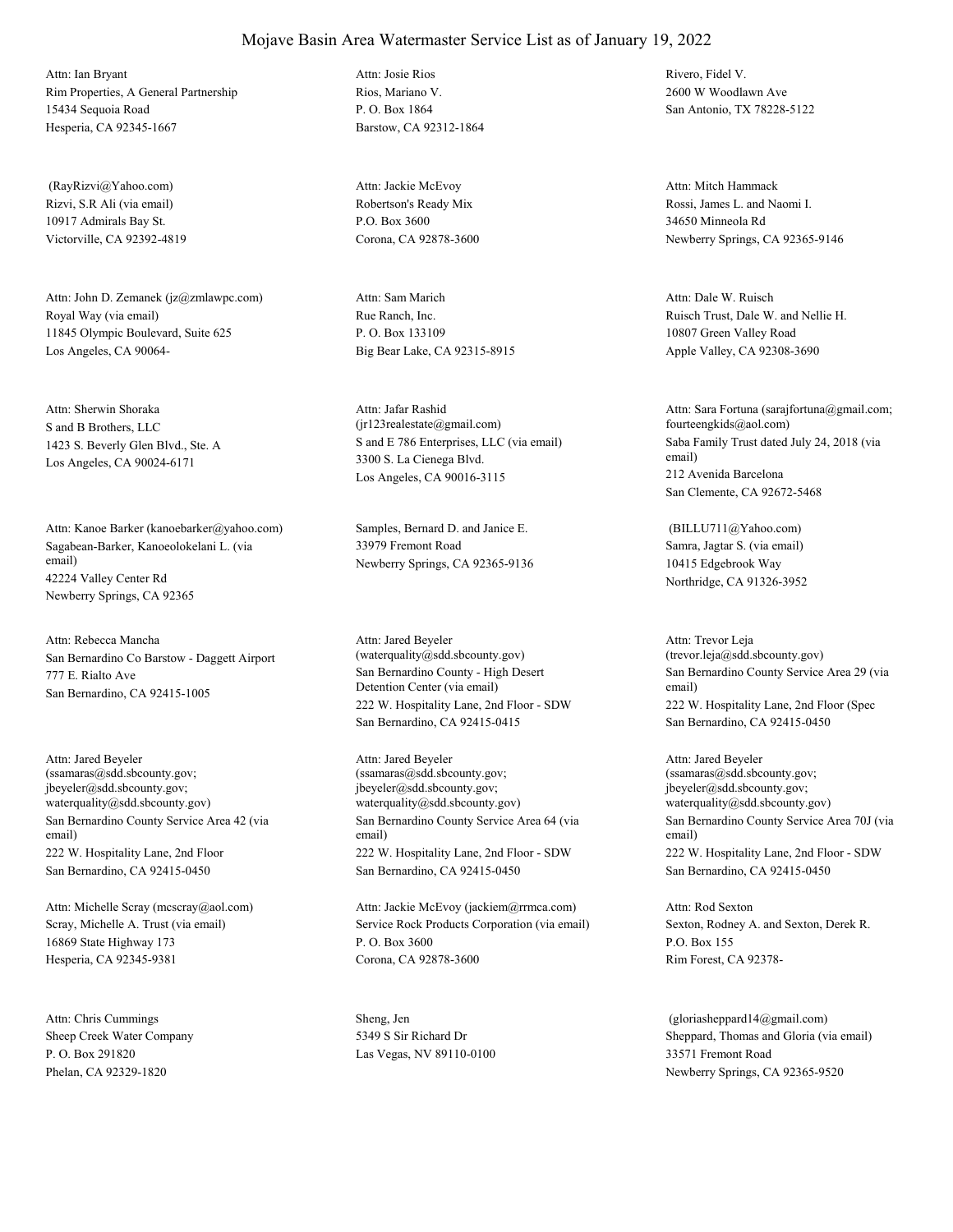# Mojave Basin Area Watermaster Service List as of January 19, 2022

Attn: Ian Bryant
Rim Properties, A General Partnership
15434 Sequoia Road
Hesperia, CA 92345-1667

Attn: Josie Rios
Rios, Mariano V.
P. O. Box 1864
Barstow, CA 92312-1864

Rivero, Fidel V.
2600 W Woodlawn Ave
San Antonio, TX 78228-5122

(RayRizvi@Yahoo.com)
Rizvi, S.R Ali (via email)
10917 Admirals Bay St.
Victorville, CA 92392-4819

Attn: Jackie McEvoy
Robertson's Ready Mix
P.O. Box 3600
Corona, CA 92878-3600

Attn: Mitch Hammack
Rossi, James L. and Naomi I.
34650 Minneola Rd
Newberry Springs, CA 92365-9146

Attn: John D. Zemanek (jz@zmlawpc.com)
Royal Way (via email)
11845 Olympic Boulevard, Suite 625
Los Angeles, CA 90064-

Attn: Sam Marich
Rue Ranch, Inc.
P. O. Box 133109
Big Bear Lake, CA 92315-8915

Attn: Dale W. Ruisch
Ruisch Trust, Dale W. and Nellie H.
10807 Green Valley Road
Apple Valley, CA 92308-3690

Attn: Sherwin Shoraka
S and B Brothers, LLC
1423 S. Beverly Glen Blvd., Ste. A
Los Angeles, CA 90024-6171

Attn: Jafar Rashid
(jr123realestate@gmail.com)
S and E 786 Enterprises, LLC (via email)
3300 S. La Cienega Blvd.
Los Angeles, CA 90016-3115

Attn: Sara Fortuna (sarajfortuna@gmail.com; fourteengkids@aol.com)
Saba Family Trust dated July 24, 2018 (via email)
212 Avenida Barcelona
San Clemente, CA 92672-5468

Attn: Kanoe Barker (kanoebarker@yahoo.com)
Sagabean-Barker, Kanoeolokelani L. (via email)
42224 Valley Center Rd
Newberry Springs, CA 92365

Samples, Bernard D. and Janice E.
33979 Fremont Road
Newberry Springs, CA 92365-9136

(BILLU711@Yahoo.com)
Samra, Jagtar S. (via email)
10415 Edgebrook Way
Northridge, CA 91326-3952

Attn: Rebecca Mancha
San Bernardino Co Barstow - Daggett Airport
777 E. Rialto Ave
San Bernardino, CA 92415-1005

Attn: Jared Beyeler
(waterquality@sdd.sbcounty.gov)
San Bernardino County - High Desert Detention Center (via email)
222 W. Hospitality Lane, 2nd Floor - SDW
San Bernardino, CA 92415-0415

Attn: Trevor Leja
(trevor.leja@sdd.sbcounty.gov)
San Bernardino County Service Area 29 (via email)
222 W. Hospitality Lane, 2nd Floor (Spec
San Bernardino, CA 92415-0450

Attn: Jared Beyeler
(ssamaras@sdd.sbcounty.gov; jbeyeler@sdd.sbcounty.gov; waterquality@sdd.sbcounty.gov)
San Bernardino County Service Area 42 (via email)
222 W. Hospitality Lane, 2nd Floor
San Bernardino, CA 92415-0450

Attn: Jared Beyeler
(ssamaras@sdd.sbcounty.gov; jbeyeler@sdd.sbcounty.gov; waterquality@sdd.sbcounty.gov)
San Bernardino County Service Area 64 (via email)
222 W. Hospitality Lane, 2nd Floor - SDW
San Bernardino, CA 92415-0450

Attn: Jared Beyeler
(ssamaras@sdd.sbcounty.gov; jbeyeler@sdd.sbcounty.gov; waterquality@sdd.sbcounty.gov)
San Bernardino County Service Area 70J (via email)
222 W. Hospitality Lane, 2nd Floor - SDW
San Bernardino, CA 92415-0450

Attn: Michelle Scray (mcscray@aol.com)
Scray, Michelle A. Trust (via email)
16869 State Highway 173
Hesperia, CA 92345-9381

Attn: Jackie McEvoy (jackiem@rrmca.com)
Service Rock Products Corporation (via email)
P. O. Box 3600
Corona, CA 92878-3600

Attn: Rod Sexton
Sexton, Rodney A. and Sexton, Derek R.
P.O. Box 155
Rim Forest, CA 92378-

Attn: Chris Cummings
Sheep Creek Water Company
P. O. Box 291820
Phelan, CA 92329-1820

Sheng, Jen
5349 S Sir Richard Dr
Las Vegas, NV 89110-0100

(gloriasheppard14@gmail.com)
Sheppard, Thomas and Gloria (via email)
33571 Fremont Road
Newberry Springs, CA 92365-9520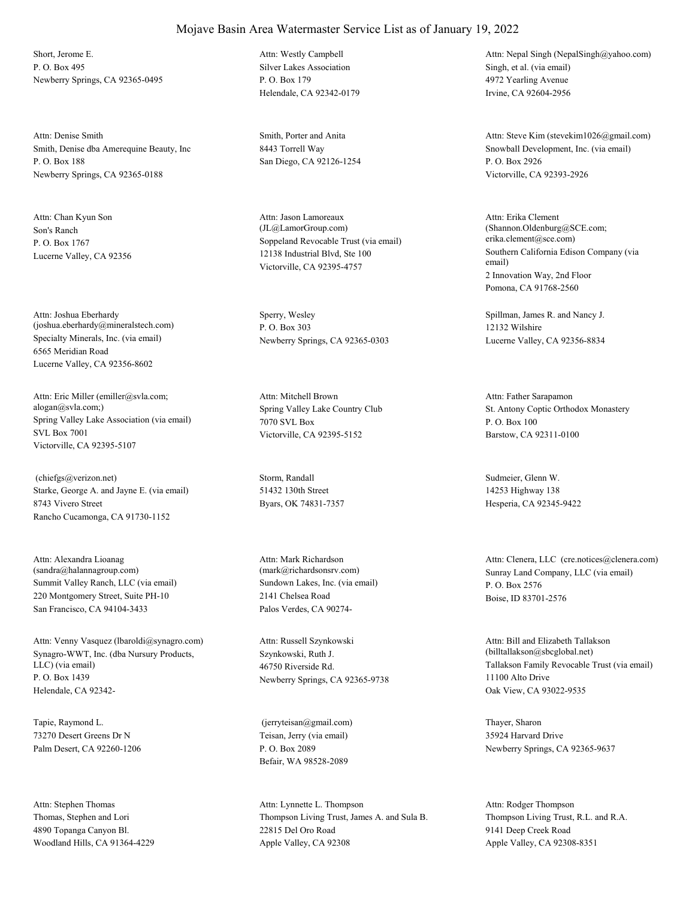# Mojave Basin Area Watermaster Service List as of January 19, 2022

Short, Jerome E.
P. O. Box 495
Newberry Springs, CA 92365-0495

Attn: Westly Campbell
Silver Lakes Association
P. O. Box 179
Helendale, CA 92342-0179

Attn: Nepal Singh (NepalSingh@yahoo.com)
Singh, et al. (via email)
4972 Yearling Avenue
Irvine, CA 92604-2956

Attn: Denise Smith
Smith, Denise dba Amerequine Beauty, Inc
P. O. Box 188
Newberry Springs, CA 92365-0188

Smith, Porter and Anita
8443 Torrell Way
San Diego, CA 92126-1254

Attn: Steve Kim (stevekim1026@gmail.com)
Snowball Development, Inc. (via email)
P. O. Box 2926
Victorville, CA 92393-2926

Attn: Chan Kyun Son
Son's Ranch
P. O. Box 1767
Lucerne Valley, CA 92356

Attn: Jason Lamoreaux
(JL@LamorGroup.com)
Soppeland Revocable Trust (via email)
12138 Industrial Blvd, Ste 100
Victorville, CA 92395-4757

Attn: Erika Clement
(Shannon.Oldenburg@SCE.com; erika.clement@sce.com)
Southern California Edison Company (via email)
2 Innovation Way, 2nd Floor
Pomona, CA 91768-2560

Attn: Joshua Eberhardy
(joshua.eberhardy@mineralstech.com)
Specialty Minerals, Inc. (via email)
6565 Meridian Road
Lucerne Valley, CA 92356-8602

Sperry, Wesley
P. O. Box 303
Newberry Springs, CA 92365-0303

Spillman, James R. and Nancy J.
12132 Wilshire
Lucerne Valley, CA 92356-8834

Attn: Eric Miller (emiller@svla.com; alogan@svla.com;)
Spring Valley Lake Association (via email)
SVL Box 7001
Victorville, CA 92395-5107

Attn: Mitchell Brown
Spring Valley Lake Country Club
7070 SVL Box
Victorville, CA 92395-5152

Attn: Father Sarapamon
St. Antony Coptic Orthodox Monastery
P. O. Box 100
Barstow, CA 92311-0100

(chiefgs@verizon.net)
Starke, George A. and Jayne E. (via email)
8743 Vivero Street
Rancho Cucamonga, CA 91730-1152

Storm, Randall
51432 130th Street
Byars, OK 74831-7357

Sudmeier, Glenn W.
14253 Highway 138
Hesperia, CA 92345-9422

Attn: Alexandra Lioanag
(sandra@halannagroup.com)
Summit Valley Ranch, LLC (via email)
220 Montgomery Street, Suite PH-10
San Francisco, CA 94104-3433

Attn: Mark Richardson
(mark@richardsonsrv.com)
Sundown Lakes, Inc. (via email)
2141 Chelsea Road
Palos Verdes, CA 90274-

Attn: Clenera, LLC (cre.notices@clenera.com)
Sunray Land Company, LLC (via email)
P. O. Box 2576
Boise, ID 83701-2576

Attn: Venny Vasquez (lbaroldi@synagro.com)
Synagro-WWT, Inc. (dba Nursury Products, LLC) (via email)
P. O. Box 1439
Helendale, CA 92342-

Attn: Russell Szynkowski
Szynkowski, Ruth J.
46750 Riverside Rd.
Newberry Springs, CA 92365-9738

Attn: Bill and Elizabeth Tallakson
(billtallakson@sbcglobal.net)
Tallakson Family Revocable Trust (via email)
11100 Alto Drive
Oak View, CA 93022-9535

Tapie, Raymond L.
73270 Desert Greens Dr N
Palm Desert, CA 92260-1206

(jerryteisan@gmail.com)
Teisan, Jerry (via email)
P. O. Box 2089
Befair, WA 98528-2089

Thayer, Sharon
35924 Harvard Drive
Newberry Springs, CA 92365-9637

Attn: Stephen Thomas
Thomas, Stephen and Lori
4890 Topanga Canyon Bl.
Woodland Hills, CA 91364-4229

Attn: Lynnette L. Thompson
Thompson Living Trust, James A. and Sula B.
22815 Del Oro Road
Apple Valley, CA 92308

Attn: Rodger Thompson
Thompson Living Trust, R.L. and R.A.
9141 Deep Creek Road
Apple Valley, CA 92308-8351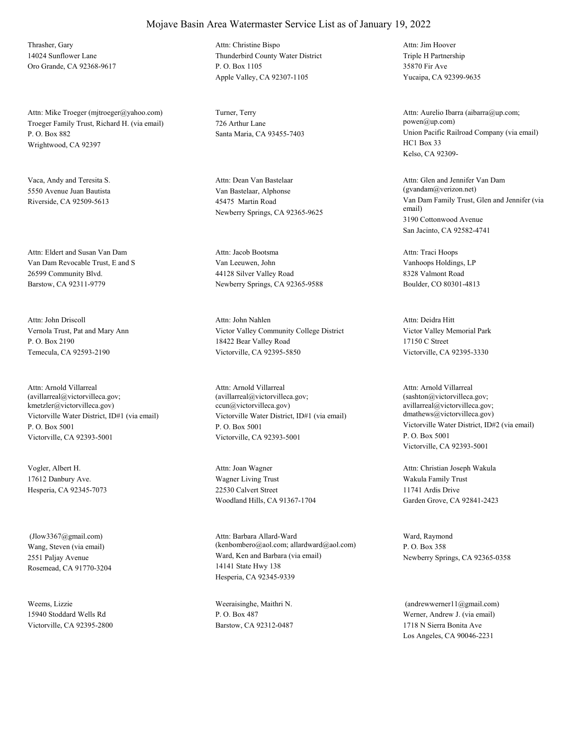Thrasher, Gary
14024 Sunflower Lane
Oro Grande, CA 92368-9617

Attn: Christine Bispo
Thunderbird County Water District
P. O. Box 1105
Apple Valley, CA 92307-1105

Attn: Jim Hoover
Triple H Partnership
35870 Fir Ave
Yucaipa, CA 92399-9635

Attn: Mike Troeger (mjtroeger@yahoo.com)
Troeger Family Trust, Richard H. (via email)
P. O. Box 882
Wrightwood, CA 92397

Turner, Terry
726 Arthur Lane
Santa Maria, CA 93455-7403

Attn: Aurelio Ibarra (aibarra@up.com; powen@up.com)
Union Pacific Railroad Company (via email)
HC1 Box 33
Kelso, CA 92309-

Vaca, Andy and Teresita S.
5550 Avenue Juan Bautista
Riverside, CA 92509-5613

Attn: Dean Van Bastelaar
Van Bastelaar, Alphonse
45475 Martin Road
Newberry Springs, CA 92365-9625

Attn: Glen and Jennifer Van Dam (gvandam@verizon.net)
Van Dam Family Trust, Glen and Jennifer (via email)
3190 Cottonwood Avenue
San Jacinto, CA 92582-4741

Attn: Eldert and Susan Van Dam
Van Dam Revocable Trust, E and S
26599 Community Blvd.
Barstow, CA 92311-9779

Attn: Jacob Bootsma
Van Leeuwen, John
44128 Silver Valley Road
Newberry Springs, CA 92365-9588

Attn: Traci Hoops
Vanhoops Holdings, LP
8328 Valmont Road
Boulder, CO 80301-4813

Attn: John Driscoll
Vernola Trust, Pat and Mary Ann
P. O. Box 2190
Temecula, CA 92593-2190

Attn: John Nahlen
Victor Valley Community College District
18422 Bear Valley Road
Victorville, CA 92395-5850

Attn: Deidra Hitt
Victor Valley Memorial Park
17150 C Street
Victorville, CA 92395-3330

Attn: Arnold Villarreal (avillarreal@victorvilleca.gov; kmetzler@victorvilleca.gov)
Victorville Water District, ID#1 (via email)
P. O. Box 5001
Victorville, CA 92393-5001

Attn: Arnold Villarreal (avillarreal@victorvilleca.gov; ccun@victorvilleca.gov)
Victorville Water District, ID#1 (via email)
P. O. Box 5001
Victorville, CA 92393-5001

Attn: Arnold Villarreal (sashton@victorvilleca.gov; avillarreal@victorvilleca.gov; dmathews@victorvilleca.gov)
Victorville Water District, ID#2 (via email)
P. O. Box 5001
Victorville, CA 92393-5001

Vogler, Albert H.
17612 Danbury Ave.
Hesperia, CA 92345-7073

Attn: Joan Wagner
Wagner Living Trust
22530 Calvert Street
Woodland Hills, CA 91367-1704

Attn: Christian Joseph Wakula
Wakula Family Trust
11741 Ardis Drive
Garden Grove, CA 92841-2423

(Jlow3367@gmail.com)
Wang, Steven (via email)
2551 Paljay Avenue
Rosemead, CA 91770-3204

Attn: Barbara Allard-Ward (kenbombero@aol.com; allardward@aol.com)
Ward, Ken and Barbara (via email)
14141 State Hwy 138
Hesperia, CA 92345-9339

Ward, Raymond
P. O. Box 358
Newberry Springs, CA 92365-0358

Weems, Lizzie
15940 Stoddard Wells Rd
Victorville, CA 92395-2800

Weeraisinghe, Maithri N.
P. O. Box 487
Barstow, CA 92312-0487

(andrewwerner11@gmail.com)
Werner, Andrew J. (via email)
1718 N Sierra Bonita Ave
Los Angeles, CA 90046-2231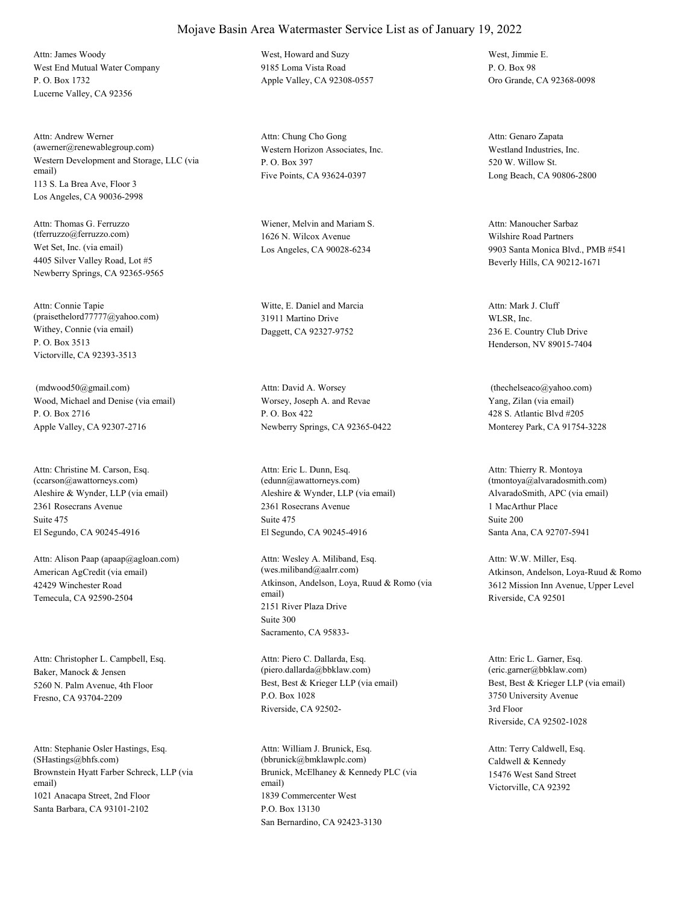# Mojave Basin Area Watermaster Service List as of January 19, 2022

Attn: James Woody
West End Mutual Water Company
P. O. Box 1732
Lucerne Valley, CA 92356

West, Howard and Suzy
9185 Loma Vista Road
Apple Valley, CA 92308-0557

West, Jimmie E.
P. O. Box 98
Oro Grande, CA 92368-0098

Attn: Andrew Werner
(awerner@renewablegroup.com)
Western Development and Storage, LLC (via email)
113 S. La Brea Ave, Floor 3
Los Angeles, CA 90036-2998

Attn: Chung Cho Gong
Western Horizon Associates, Inc.
P. O. Box 397
Five Points, CA 93624-0397

Attn: Genaro Zapata
Westland Industries, Inc.
520 W. Willow St.
Long Beach, CA 90806-2800

Attn: Thomas G. Ferruzzo
(tferruzzo@ferruzzo.com)
Wet Set, Inc. (via email)
4405 Silver Valley Road, Lot #5
Newberry Springs, CA 92365-9565

Wiener, Melvin and Mariam S.
1626 N. Wilcox Avenue
Los Angeles, CA 90028-6234

Attn: Manoucher Sarbaz
Wilshire Road Partners
9903 Santa Monica Blvd., PMB #541
Beverly Hills, CA 90212-1671

Attn: Connie Tapie
(praisethelord77777@yahoo.com)
Withey, Connie (via email)
P. O. Box 3513
Victorville, CA 92393-3513

Witte, E. Daniel and Marcia
31911 Martino Drive
Daggett, CA 92327-9752

Attn: Mark J. Cluff
WLSR, Inc.
236 E. Country Club Drive
Henderson, NV 89015-7404

(mdwood50@gmail.com)
Wood, Michael and Denise (via email)
P. O. Box 2716
Apple Valley, CA 92307-2716

Attn: David A. Worsey
Worsey, Joseph A. and Revae
P. O. Box 422
Newberry Springs, CA 92365-0422

(thechelseaco@yahoo.com)
Yang, Zilan (via email)
428 S. Atlantic Blvd #205
Monterey Park, CA 91754-3228

Attn: Christine M. Carson, Esq.
(ccarson@awattorneys.com)
Aleshire & Wynder, LLP (via email)
2361 Rosecrans Avenue
Suite 475
El Segundo, CA 90245-4916

Attn: Eric L. Dunn, Esq.
(edunn@awattorneys.com)
Aleshire & Wynder, LLP (via email)
2361 Rosecrans Avenue
Suite 475
El Segundo, CA 90245-4916

Attn: Thierry R. Montoya
(tmontoya@alvaradosmith.com)
AlvaradoSmith, APC (via email)
1 MacArthur Place
Suite 200
Santa Ana, CA 92707-5941

Attn: Alison Paap (apaap@agloan.com)
American AgCredit (via email)
42429 Winchester Road
Temecula, CA 92590-2504

Attn: Wesley A. Miliband, Esq.
(wes.miliband@aalrr.com)
Atkinson, Andelson, Loya, Ruud & Romo (via email)
2151 River Plaza Drive
Suite 300
Sacramento, CA 95833-

Attn: W.W. Miller, Esq.
Atkinson, Andelson, Loya-Ruud & Romo
3612 Mission Inn Avenue, Upper Level
Riverside, CA 92501

Attn: Christopher L. Campbell, Esq.
Baker, Manock & Jensen
5260 N. Palm Avenue, 4th Floor
Fresno, CA 93704-2209

Attn: Piero C. Dallarda, Esq.
(piero.dallarda@bbklaw.com)
Best, Best & Krieger LLP (via email)
P.O. Box 1028
Riverside, CA 92502-

Attn: Eric L. Garner, Esq.
(eric.garner@bbklaw.com)
Best, Best & Krieger LLP (via email)
3750 University Avenue
3rd Floor
Riverside, CA 92502-1028

Attn: Stephanie Osler Hastings, Esq.
(SHastings@bhfs.com)
Brownstein Hyatt Farber Schreck, LLP (via email)
1021 Anacapa Street, 2nd Floor
Santa Barbara, CA 93101-2102

Attn: William J. Brunick, Esq.
(bbrunick@bmklawplc.com)
Brunick, McElhaney & Kennedy PLC (via email)
1839 Commercenter West
P.O. Box 13130
San Bernardino, CA 92423-3130

Attn: Terry Caldwell, Esq.
Caldwell & Kennedy
15476 West Sand Street
Victorville, CA 92392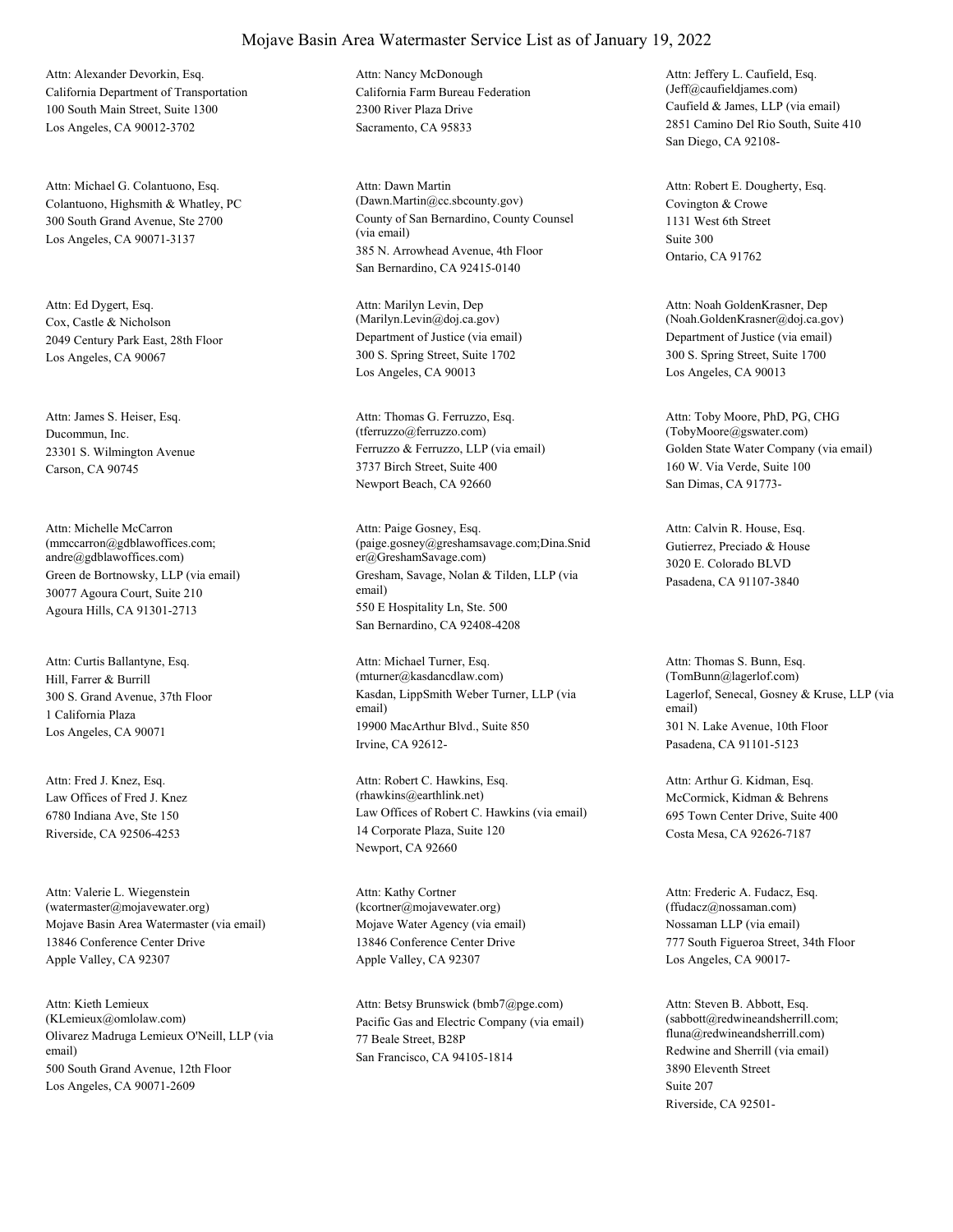# Mojave Basin Area Watermaster Service List as of January 19, 2022

Attn: Alexander Devorkin, Esq.
California Department of Transportation
100 South Main Street, Suite 1300
Los Angeles, CA 90012-3702

Attn: Nancy McDonough
California Farm Bureau Federation
2300 River Plaza Drive
Sacramento, CA 95833

Attn: Jeffery L. Caufield, Esq.
(Jeff@caufieldjames.com)
Caufield & James, LLP (via email)
2851 Camino Del Rio South, Suite 410
San Diego, CA 92108-

Attn: Michael G. Colantuono, Esq.
Colantuono, Highsmith & Whatley, PC
300 South Grand Avenue, Ste 2700
Los Angeles, CA 90071-3137

Attn: Dawn Martin
(Dawn.Martin@cc.sbcounty.gov)
County of San Bernardino, County Counsel (via email)
385 N. Arrowhead Avenue, 4th Floor
San Bernardino, CA 92415-0140

Attn: Robert E. Dougherty, Esq.
Covington & Crowe
1131 West 6th Street
Suite 300
Ontario, CA 91762

Attn: Ed Dygert, Esq.
Cox, Castle & Nicholson
2049 Century Park East, 28th Floor
Los Angeles, CA 90067

Attn: Marilyn Levin, Dep
(Marilyn.Levin@doj.ca.gov)
Department of Justice (via email)
300 S. Spring Street, Suite 1702
Los Angeles, CA 90013

Attn: Noah GoldenKrasner, Dep
(Noah.GoldenKrasner@doj.ca.gov)
Department of Justice (via email)
300 S. Spring Street, Suite 1700
Los Angeles, CA 90013

Attn: James S. Heiser, Esq.
Ducommun, Inc.
23301 S. Wilmington Avenue
Carson, CA 90745

Attn: Thomas G. Ferruzzo, Esq.
(tferruzzo@ferruzzo.com)
Ferruzzo & Ferruzzo, LLP (via email)
3737 Birch Street, Suite 400
Newport Beach, CA 92660

Attn: Toby Moore, PhD, PG, CHG
(TobyMoore@gswater.com)
Golden State Water Company (via email)
160 W. Via Verde, Suite 100
San Dimas, CA 91773-

Attn: Michelle McCarron
(mmccarron@gdblawoffices.com; andre@gdblawoffices.com)
Green de Bortnowsky, LLP (via email)
30077 Agoura Court, Suite 210
Agoura Hills, CA 91301-2713

Attn: Paige Gosney, Esq.
(paige.gosney@greshamsavage.com;Dina.Snider@GreshamSavage.com)
Gresham, Savage, Nolan & Tilden, LLP (via email)
550 E Hospitality Ln, Ste. 500
San Bernardino, CA 92408-4208

Attn: Calvin R. House, Esq.
Gutierrez, Preciado & House
3020 E. Colorado BLVD
Pasadena, CA 91107-3840

Attn: Curtis Ballantyne, Esq.
Hill, Farrer & Burrill
300 S. Grand Avenue, 37th Floor
1 California Plaza
Los Angeles, CA 90071

Attn: Michael Turner, Esq.
(mturner@kasdancdlaw.com)
Kasdan, LippSmith Weber Turner, LLP (via email)
19900 MacArthur Blvd., Suite 850
Irvine, CA 92612-

Attn: Thomas S. Bunn, Esq.
(TomBunn@lagerlof.com)
Lagerlof, Senecal, Gosney & Kruse, LLP (via email)
301 N. Lake Avenue, 10th Floor
Pasadena, CA 91101-5123

Attn: Fred J. Knez, Esq.
Law Offices of Fred J. Knez
6780 Indiana Ave, Ste 150
Riverside, CA 92506-4253

Attn: Robert C. Hawkins, Esq.
(rhawkins@earthlink.net)
Law Offices of Robert C. Hawkins (via email)
14 Corporate Plaza, Suite 120
Newport, CA 92660

Attn: Arthur G. Kidman, Esq.
McCormick, Kidman & Behrens
695 Town Center Drive, Suite 400
Costa Mesa, CA 92626-7187

Attn: Valerie L. Wiegenstein
(watermaster@mojavewater.org)
Mojave Basin Area Watermaster (via email)
13846 Conference Center Drive
Apple Valley, CA 92307

Attn: Kathy Cortner
(kcortner@mojavewater.org)
Mojave Water Agency (via email)
13846 Conference Center Drive
Apple Valley, CA 92307

Attn: Frederic A. Fudacz, Esq.
(ffudacz@nossaman.com)
Nossaman LLP (via email)
777 South Figueroa Street, 34th Floor
Los Angeles, CA 90017-

Attn: Kieth Lemieux
(KLemieux@omlolaw.com)
Olivarez Madruga Lemieux O'Neill, LLP (via email)
500 South Grand Avenue, 12th Floor
Los Angeles, CA 90071-2609

Attn: Betsy Brunswick (bmb7@pge.com)
Pacific Gas and Electric Company (via email)
77 Beale Street, B28P
San Francisco, CA 94105-1814

Attn: Steven B. Abbott, Esq.
(sabbott@redwineandsherrill.com; fluna@redwineandsherrill.com)
Redwine and Sherrill (via email)
3890 Eleventh Street
Suite 207
Riverside, CA 92501-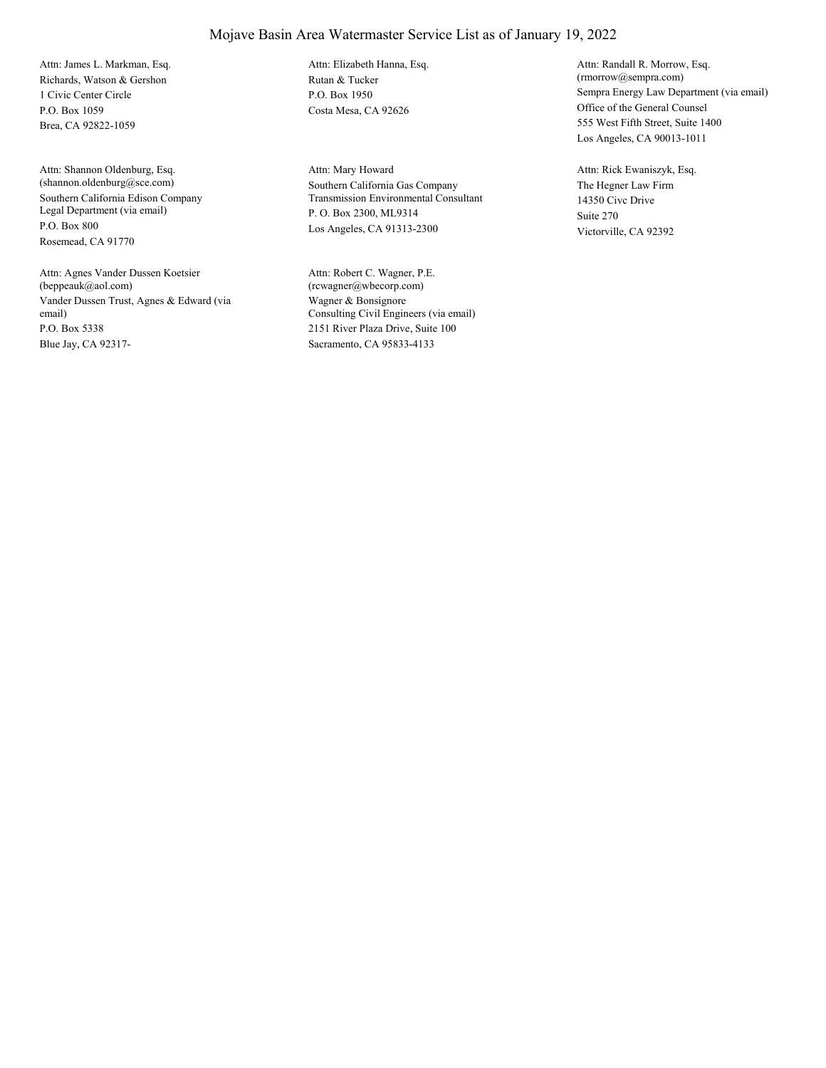# Mojave Basin Area Watermaster Service List as of January 19, 2022

Attn: James L. Markman, Esq.
Richards, Watson & Gershon
1 Civic Center Circle
P.O. Box 1059
Brea, CA 92822-1059

Attn: Elizabeth Hanna, Esq.
Rutan & Tucker
P.O. Box 1950
Costa Mesa, CA 92626

Attn: Randall R. Morrow, Esq.
(rmorrow@sempra.com)
Sempra Energy Law Department (via email)
Office of the General Counsel
555 West Fifth Street, Suite 1400
Los Angeles, CA 90013-1011

Attn: Shannon Oldenburg, Esq.
(shannon.oldenburg@sce.com)
Southern California Edison Company
Legal Department (via email)
P.O. Box 800
Rosemead, CA 91770

Attn: Mary Howard
Southern California Gas Company
Transmission Environmental Consultant
P. O. Box 2300, ML9314
Los Angeles, CA 91313-2300

Attn: Rick Ewaniszyk, Esq.
The Hegner Law Firm
14350 Civc Drive
Suite 270
Victorville, CA 92392

Attn: Agnes Vander Dussen Koetsier
(beppeauk@aol.com)
Vander Dussen Trust, Agnes & Edward (via email)
P.O. Box 5338
Blue Jay, CA 92317-

Attn: Robert C. Wagner, P.E.
(rcwagner@wbecorp.com)
Wagner & Bonsignore
Consulting Civil Engineers (via email)
2151 River Plaza Drive, Suite 100
Sacramento, CA 95833-4133